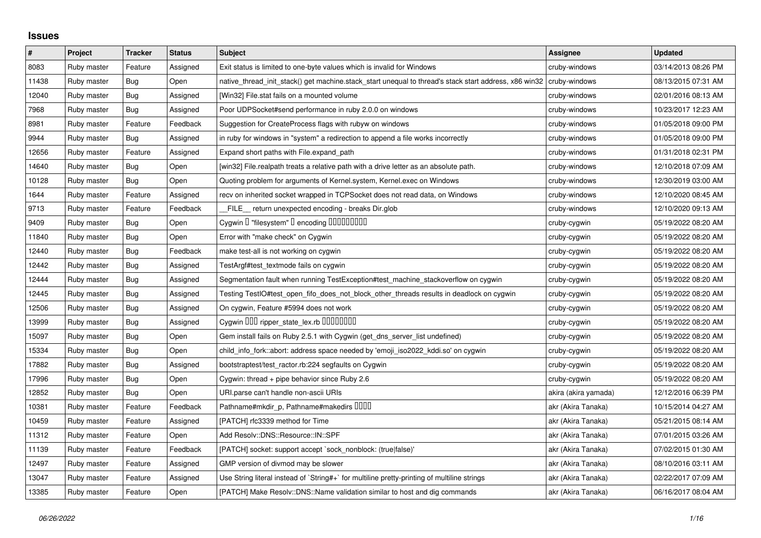## Issues

| # | Project | Tracker | Status | Subject | Assignee | Updated |
|---|---|---|---|---|---|---|
| 8083 | Ruby master | Feature | Assigned | Exit status is limited to one-byte values which is invalid for Windows | cruby-windows | 03/14/2013 08:26 PM |
| 11438 | Ruby master | Bug | Open | native_thread_init_stack() get machine.stack_start unequal to thread's stack start address, x86 win32 | cruby-windows | 08/13/2015 07:31 AM |
| 12040 | Ruby master | Bug | Assigned | [Win32] File.stat fails on a mounted volume | cruby-windows | 02/01/2016 08:13 AM |
| 7968 | Ruby master | Bug | Assigned | Poor UDPSocket#send performance in ruby 2.0.0 on windows | cruby-windows | 10/23/2017 12:23 AM |
| 8981 | Ruby master | Feature | Feedback | Suggestion for CreateProcess flags with rubyw on windows | cruby-windows | 01/05/2018 09:00 PM |
| 9944 | Ruby master | Bug | Assigned | in ruby for windows in "system" a redirection to append a file works incorrectly | cruby-windows | 01/05/2018 09:00 PM |
| 12656 | Ruby master | Feature | Assigned | Expand short paths with File.expand_path | cruby-windows | 01/31/2018 02:31 PM |
| 14640 | Ruby master | Bug | Open | [win32] File.realpath treats a relative path with a drive letter as an absolute path. | cruby-windows | 12/10/2018 07:09 AM |
| 10128 | Ruby master | Bug | Open | Quoting problem for arguments of Kernel.system, Kernel.exec on Windows | cruby-windows | 12/30/2019 03:00 AM |
| 1644 | Ruby master | Feature | Assigned | recv on inherited socket wrapped in TCPSocket does not read data, on Windows | cruby-windows | 12/10/2020 08:45 AM |
| 9713 | Ruby master | Feature | Feedback | __FILE__ return unexpected encoding - breaks Dir.glob | cruby-windows | 12/10/2020 09:13 AM |
| 9409 | Ruby master | Bug | Open | Cygwin □ "filesystem" □ encoding □□□□□□□□□ | cruby-cygwin | 05/19/2022 08:20 AM |
| 11840 | Ruby master | Bug | Open | Error with "make check" on Cygwin | cruby-cygwin | 05/19/2022 08:20 AM |
| 12440 | Ruby master | Bug | Feedback | make test-all is not working on cygwin | cruby-cygwin | 05/19/2022 08:20 AM |
| 12442 | Ruby master | Bug | Assigned | TestArgf#test_textmode fails on cygwin | cruby-cygwin | 05/19/2022 08:20 AM |
| 12444 | Ruby master | Bug | Assigned | Segmentation fault when running TestException#test_machine_stackoverflow on cygwin | cruby-cygwin | 05/19/2022 08:20 AM |
| 12445 | Ruby master | Bug | Assigned | Testing TestIO#test_open_fifo_does_not_block_other_threads results in deadlock on cygwin | cruby-cygwin | 05/19/2022 08:20 AM |
| 12506 | Ruby master | Bug | Assigned | On cygwin, Feature #5994 does not work | cruby-cygwin | 05/19/2022 08:20 AM |
| 13999 | Ruby master | Bug | Assigned | Cygwin □□□ ripper_state_lex.rb □□□□□□□□ | cruby-cygwin | 05/19/2022 08:20 AM |
| 15097 | Ruby master | Bug | Open | Gem install fails on Ruby 2.5.1 with Cygwin (get_dns_server_list undefined) | cruby-cygwin | 05/19/2022 08:20 AM |
| 15334 | Ruby master | Bug | Open | child_info_fork::abort: address space needed by 'emoji_iso2022_kddi.so' on cygwin | cruby-cygwin | 05/19/2022 08:20 AM |
| 17882 | Ruby master | Bug | Assigned | bootstraptest/test_ractor.rb:224 segfaults on Cygwin | cruby-cygwin | 05/19/2022 08:20 AM |
| 17996 | Ruby master | Bug | Open | Cygwin: thread + pipe behavior since Ruby 2.6 | cruby-cygwin | 05/19/2022 08:20 AM |
| 12852 | Ruby master | Bug | Open | URI.parse can't handle non-ascii URIs | akira (akira yamada) | 12/12/2016 06:39 PM |
| 10381 | Ruby master | Feature | Feedback | Pathname#mkdir_p, Pathname#makedirs □□□□ | akr (Akira Tanaka) | 10/15/2014 04:27 AM |
| 10459 | Ruby master | Feature | Assigned | [PATCH] rfc3339 method for Time | akr (Akira Tanaka) | 05/21/2015 08:14 AM |
| 11312 | Ruby master | Feature | Open | Add Resolv::DNS::Resource::IN::SPF | akr (Akira Tanaka) | 07/01/2015 03:26 AM |
| 11139 | Ruby master | Feature | Feedback | [PATCH] socket: support accept `sock_nonblock: (true\|false)' | akr (Akira Tanaka) | 07/02/2015 01:30 AM |
| 12497 | Ruby master | Feature | Assigned | GMP version of divmod may be slower | akr (Akira Tanaka) | 08/10/2016 03:11 AM |
| 13047 | Ruby master | Feature | Assigned | Use String literal instead of `String#+` for multiline pretty-printing of multiline strings | akr (Akira Tanaka) | 02/22/2017 07:09 AM |
| 13385 | Ruby master | Feature | Open | [PATCH] Make Resolv::DNS::Name validation similar to host and dig commands | akr (Akira Tanaka) | 06/16/2017 08:04 AM |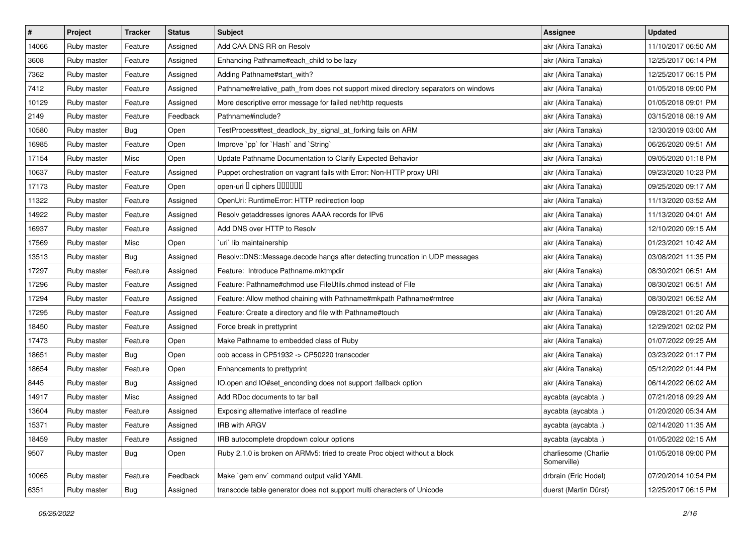| # | Project | Tracker | Status | Subject | Assignee | Updated |
| --- | --- | --- | --- | --- | --- | --- |
| 14066 | Ruby master | Feature | Assigned | Add CAA DNS RR on Resolv | akr (Akira Tanaka) | 11/10/2017 06:50 AM |
| 3608 | Ruby master | Feature | Assigned | Enhancing Pathname#each_child to be lazy | akr (Akira Tanaka) | 12/25/2017 06:14 PM |
| 7362 | Ruby master | Feature | Assigned | Adding Pathname#start_with? | akr (Akira Tanaka) | 12/25/2017 06:15 PM |
| 7412 | Ruby master | Feature | Assigned | Pathname#relative_path_from does not support mixed directory separators on windows | akr (Akira Tanaka) | 01/05/2018 09:00 PM |
| 10129 | Ruby master | Feature | Assigned | More descriptive error message for failed net/http requests | akr (Akira Tanaka) | 01/05/2018 09:01 PM |
| 2149 | Ruby master | Feature | Feedback | Pathname#include? | akr (Akira Tanaka) | 03/15/2018 08:19 AM |
| 10580 | Ruby master | Bug | Open | TestProcess#test_deadlock_by_signal_at_forking fails on ARM | akr (Akira Tanaka) | 12/30/2019 03:00 AM |
| 16985 | Ruby master | Feature | Open | Improve `pp` for `Hash` and `String` | akr (Akira Tanaka) | 06/26/2020 09:51 AM |
| 17154 | Ruby master | Misc | Open | Update Pathname Documentation to Clarify Expected Behavior | akr (Akira Tanaka) | 09/05/2020 01:18 PM |
| 10637 | Ruby master | Feature | Assigned | Puppet orchestration on vagrant fails with Error: Non-HTTP proxy URI | akr (Akira Tanaka) | 09/23/2020 10:23 PM |
| 17173 | Ruby master | Feature | Open | open-uri � ciphers ������ | akr (Akira Tanaka) | 09/25/2020 09:17 AM |
| 11322 | Ruby master | Feature | Assigned | OpenUri: RuntimeError: HTTP redirection loop | akr (Akira Tanaka) | 11/13/2020 03:52 AM |
| 14922 | Ruby master | Feature | Assigned | Resolv getaddresses ignores AAAA records for IPv6 | akr (Akira Tanaka) | 11/13/2020 04:01 AM |
| 16937 | Ruby master | Feature | Assigned | Add DNS over HTTP to Resolv | akr (Akira Tanaka) | 12/10/2020 09:15 AM |
| 17569 | Ruby master | Misc | Open | `uri` lib maintainership | akr (Akira Tanaka) | 01/23/2021 10:42 AM |
| 13513 | Ruby master | Bug | Assigned | Resolv::DNS::Message.decode hangs after detecting truncation in UDP messages | akr (Akira Tanaka) | 03/08/2021 11:35 PM |
| 17297 | Ruby master | Feature | Assigned | Feature: Introduce Pathname.mktmpdir | akr (Akira Tanaka) | 08/30/2021 06:51 AM |
| 17296 | Ruby master | Feature | Assigned | Feature: Pathname#chmod use FileUtils.chmod instead of File | akr (Akira Tanaka) | 08/30/2021 06:51 AM |
| 17294 | Ruby master | Feature | Assigned | Feature: Allow method chaining with Pathname#mkpath Pathname#rmtree | akr (Akira Tanaka) | 08/30/2021 06:52 AM |
| 17295 | Ruby master | Feature | Assigned | Feature: Create a directory and file with Pathname#touch | akr (Akira Tanaka) | 09/28/2021 01:20 AM |
| 18450 | Ruby master | Feature | Assigned | Force break in prettyprint | akr (Akira Tanaka) | 12/29/2021 02:02 PM |
| 17473 | Ruby master | Feature | Open | Make Pathname to embedded class of Ruby | akr (Akira Tanaka) | 01/07/2022 09:25 AM |
| 18651 | Ruby master | Bug | Open | oob access in CP51932 -> CP50220 transcoder | akr (Akira Tanaka) | 03/23/2022 01:17 PM |
| 18654 | Ruby master | Feature | Open | Enhancements to prettyprint | akr (Akira Tanaka) | 05/12/2022 01:44 PM |
| 8445 | Ruby master | Bug | Assigned | IO.open and IO#set_enconding does not support :fallback option | akr (Akira Tanaka) | 06/14/2022 06:02 AM |
| 14917 | Ruby master | Misc | Assigned | Add RDoc documents to tar ball | aycabta (aycabta .) | 07/21/2018 09:29 AM |
| 13604 | Ruby master | Feature | Assigned | Exposing alternative interface of readline | aycabta (aycabta .) | 01/20/2020 05:34 AM |
| 15371 | Ruby master | Feature | Assigned | IRB with ARGV | aycabta (aycabta .) | 02/14/2020 11:35 AM |
| 18459 | Ruby master | Feature | Assigned | IRB autocomplete dropdown colour options | aycabta (aycabta .) | 01/05/2022 02:15 AM |
| 9507 | Ruby master | Bug | Open | Ruby 2.1.0 is broken on ARMv5: tried to create Proc object without a block | charliesome (Charlie Somerville) | 01/05/2018 09:00 PM |
| 10065 | Ruby master | Feature | Feedback | Make `gem env` command output valid YAML | drbrain (Eric Hodel) | 07/20/2014 10:54 PM |
| 6351 | Ruby master | Bug | Assigned | transcode table generator does not support multi characters of Unicode | duerst (Martin Dürst) | 12/25/2017 06:15 PM |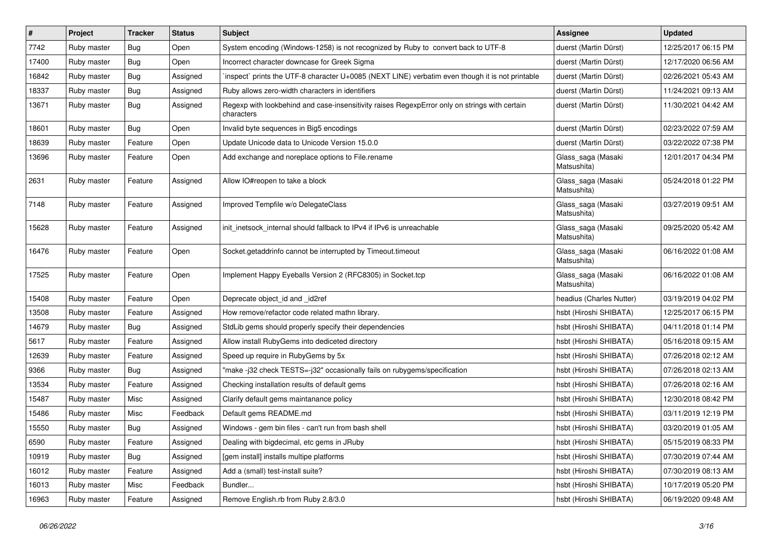| # | Project | Tracker | Status | Subject | Assignee | Updated |
|---|---|---|---|---|---|---|
| 7742 | Ruby master | Bug | Open | System encoding (Windows-1258) is not recognized by Ruby to convert back to UTF-8 | duerst (Martin Dürst) | 12/25/2017 06:15 PM |
| 17400 | Ruby master | Bug | Open | Incorrect character downcase for Greek Sigma | duerst (Martin Dürst) | 12/17/2020 06:56 AM |
| 16842 | Ruby master | Bug | Assigned | `inspect` prints the UTF-8 character U+0085 (NEXT LINE) verbatim even though it is not printable | duerst (Martin Dürst) | 02/26/2021 05:43 AM |
| 18337 | Ruby master | Bug | Assigned | Ruby allows zero-width characters in identifiers | duerst (Martin Dürst) | 11/24/2021 09:13 AM |
| 13671 | Ruby master | Bug | Assigned | Regexp with lookbehind and case-insensitivity raises RegexpError only on strings with certain characters | duerst (Martin Dürst) | 11/30/2021 04:42 AM |
| 18601 | Ruby master | Bug | Open | Invalid byte sequences in Big5 encodings | duerst (Martin Dürst) | 02/23/2022 07:59 AM |
| 18639 | Ruby master | Feature | Open | Update Unicode data to Unicode Version 15.0.0 | duerst (Martin Dürst) | 03/22/2022 07:38 PM |
| 13696 | Ruby master | Feature | Open | Add exchange and noreplace options to File.rename | Glass_saga (Masaki Matsushita) | 12/01/2017 04:34 PM |
| 2631 | Ruby master | Feature | Assigned | Allow IO#reopen to take a block | Glass_saga (Masaki Matsushita) | 05/24/2018 01:22 PM |
| 7148 | Ruby master | Feature | Assigned | Improved Tempfile w/o DelegateClass | Glass_saga (Masaki Matsushita) | 03/27/2019 09:51 AM |
| 15628 | Ruby master | Feature | Assigned | init_inetsock_internal should fallback to IPv4 if IPv6 is unreachable | Glass_saga (Masaki Matsushita) | 09/25/2020 05:42 AM |
| 16476 | Ruby master | Feature | Open | Socket.getaddrinfo cannot be interrupted by Timeout.timeout | Glass_saga (Masaki Matsushita) | 06/16/2022 01:08 AM |
| 17525 | Ruby master | Feature | Open | Implement Happy Eyeballs Version 2 (RFC8305) in Socket.tcp | Glass_saga (Masaki Matsushita) | 06/16/2022 01:08 AM |
| 15408 | Ruby master | Feature | Open | Deprecate object_id and _id2ref | headius (Charles Nutter) | 03/19/2019 04:02 PM |
| 13508 | Ruby master | Feature | Assigned | How remove/refactor code related mathn library. | hsbt (Hiroshi SHIBATA) | 12/25/2017 06:15 PM |
| 14679 | Ruby master | Bug | Assigned | StdLib gems should properly specify their dependencies | hsbt (Hiroshi SHIBATA) | 04/11/2018 01:14 PM |
| 5617 | Ruby master | Feature | Assigned | Allow install RubyGems into dediceted directory | hsbt (Hiroshi SHIBATA) | 05/16/2018 09:15 AM |
| 12639 | Ruby master | Feature | Assigned | Speed up require in RubyGems by 5x | hsbt (Hiroshi SHIBATA) | 07/26/2018 02:12 AM |
| 9366 | Ruby master | Bug | Assigned | "make -j32 check TESTS=-j32" occasionally fails on rubygems/specification | hsbt (Hiroshi SHIBATA) | 07/26/2018 02:13 AM |
| 13534 | Ruby master | Feature | Assigned | Checking installation results of default gems | hsbt (Hiroshi SHIBATA) | 07/26/2018 02:16 AM |
| 15487 | Ruby master | Misc | Assigned | Clarify default gems maintanance policy | hsbt (Hiroshi SHIBATA) | 12/30/2018 08:42 PM |
| 15486 | Ruby master | Misc | Feedback | Default gems README.md | hsbt (Hiroshi SHIBATA) | 03/11/2019 12:19 PM |
| 15550 | Ruby master | Bug | Assigned | Windows - gem bin files - can't run from bash shell | hsbt (Hiroshi SHIBATA) | 03/20/2019 01:05 AM |
| 6590 | Ruby master | Feature | Assigned | Dealing with bigdecimal, etc gems in JRuby | hsbt (Hiroshi SHIBATA) | 05/15/2019 08:33 PM |
| 10919 | Ruby master | Bug | Assigned | [gem install] installs multipe platforms | hsbt (Hiroshi SHIBATA) | 07/30/2019 07:44 AM |
| 16012 | Ruby master | Feature | Assigned | Add a (small) test-install suite? | hsbt (Hiroshi SHIBATA) | 07/30/2019 08:13 AM |
| 16013 | Ruby master | Misc | Feedback | Bundler... | hsbt (Hiroshi SHIBATA) | 10/17/2019 05:20 PM |
| 16963 | Ruby master | Feature | Assigned | Remove English.rb from Ruby 2.8/3.0 | hsbt (Hiroshi SHIBATA) | 06/19/2020 09:48 AM |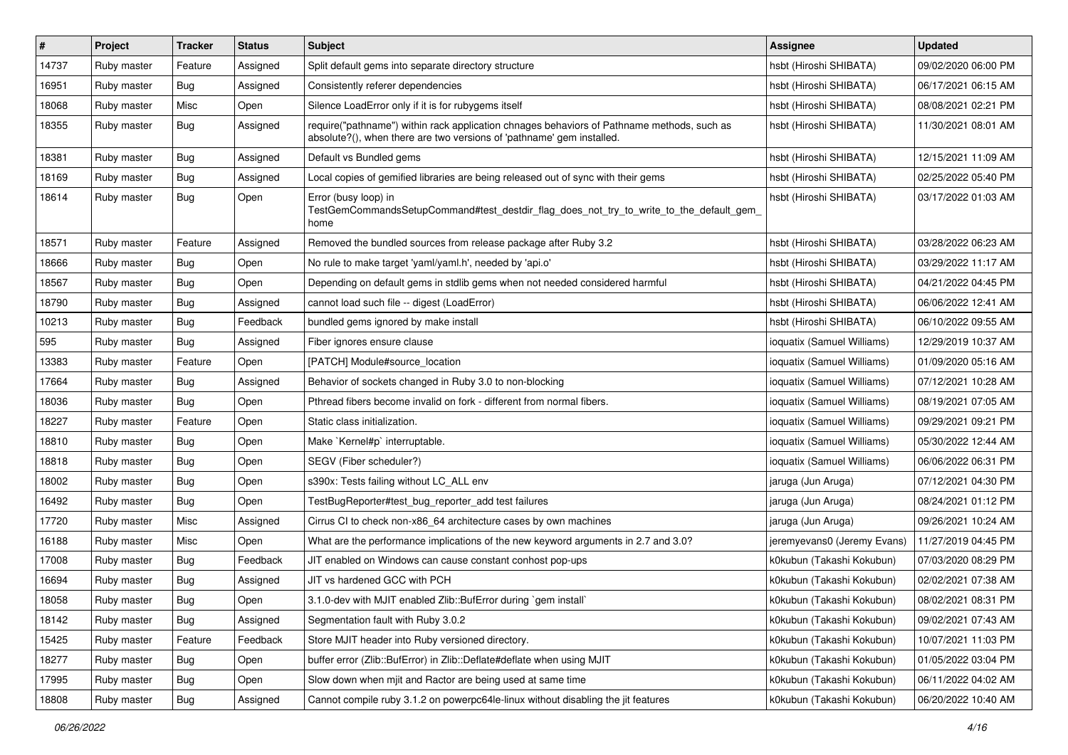| # | Project | Tracker | Status | Subject | Assignee | Updated |
|---|---|---|---|---|---|---|
| 14737 | Ruby master | Feature | Assigned | Split default gems into separate directory structure | hsbt (Hiroshi SHIBATA) | 09/02/2020 06:00 PM |
| 16951 | Ruby master | Bug | Assigned | Consistently referer dependencies | hsbt (Hiroshi SHIBATA) | 06/17/2021 06:15 AM |
| 18068 | Ruby master | Misc | Open | Silence LoadError only if it is for rubygems itself | hsbt (Hiroshi SHIBATA) | 08/08/2021 02:21 PM |
| 18355 | Ruby master | Bug | Assigned | require("pathname") within rack application chnages behaviors of Pathname methods, such as absolute?(), when there are two versions of 'pathname' gem installed. | hsbt (Hiroshi SHIBATA) | 11/30/2021 08:01 AM |
| 18381 | Ruby master | Bug | Assigned | Default vs Bundled gems | hsbt (Hiroshi SHIBATA) | 12/15/2021 11:09 AM |
| 18169 | Ruby master | Bug | Assigned | Local copies of gemified libraries are being released out of sync with their gems | hsbt (Hiroshi SHIBATA) | 02/25/2022 05:40 PM |
| 18614 | Ruby master | Bug | Open | Error (busy loop) in TestGemCommandsSetupCommand#test_destdir_flag_does_not_try_to_write_to_the_default_gem_home | hsbt (Hiroshi SHIBATA) | 03/17/2022 01:03 AM |
| 18571 | Ruby master | Feature | Assigned | Removed the bundled sources from release package after Ruby 3.2 | hsbt (Hiroshi SHIBATA) | 03/28/2022 06:23 AM |
| 18666 | Ruby master | Bug | Open | No rule to make target 'yaml/yaml.h', needed by 'api.o' | hsbt (Hiroshi SHIBATA) | 03/29/2022 11:17 AM |
| 18567 | Ruby master | Bug | Open | Depending on default gems in stdlib gems when not needed considered harmful | hsbt (Hiroshi SHIBATA) | 04/21/2022 04:45 PM |
| 18790 | Ruby master | Bug | Assigned | cannot load such file -- digest (LoadError) | hsbt (Hiroshi SHIBATA) | 06/06/2022 12:41 AM |
| 10213 | Ruby master | Bug | Feedback | bundled gems ignored by make install | hsbt (Hiroshi SHIBATA) | 06/10/2022 09:55 AM |
| 595 | Ruby master | Bug | Assigned | Fiber ignores ensure clause | ioquatix (Samuel Williams) | 12/29/2019 10:37 AM |
| 13383 | Ruby master | Feature | Open | [PATCH] Module#source_location | ioquatix (Samuel Williams) | 01/09/2020 05:16 AM |
| 17664 | Ruby master | Bug | Assigned | Behavior of sockets changed in Ruby 3.0 to non-blocking | ioquatix (Samuel Williams) | 07/12/2021 10:28 AM |
| 18036 | Ruby master | Bug | Open | Pthread fibers become invalid on fork - different from normal fibers. | ioquatix (Samuel Williams) | 08/19/2021 07:05 AM |
| 18227 | Ruby master | Feature | Open | Static class initialization. | ioquatix (Samuel Williams) | 09/29/2021 09:21 PM |
| 18810 | Ruby master | Bug | Open | Make `Kernel#p` interruptable. | ioquatix (Samuel Williams) | 05/30/2022 12:44 AM |
| 18818 | Ruby master | Bug | Open | SEGV (Fiber scheduler?) | ioquatix (Samuel Williams) | 06/06/2022 06:31 PM |
| 18002 | Ruby master | Bug | Open | s390x: Tests failing without LC_ALL env | jaruga (Jun Aruga) | 07/12/2021 04:30 PM |
| 16492 | Ruby master | Bug | Open | TestBugReporter#test_bug_reporter_add test failures | jaruga (Jun Aruga) | 08/24/2021 01:12 PM |
| 17720 | Ruby master | Misc | Assigned | Cirrus CI to check non-x86_64 architecture cases by own machines | jaruga (Jun Aruga) | 09/26/2021 10:24 AM |
| 16188 | Ruby master | Misc | Open | What are the performance implications of the new keyword arguments in 2.7 and 3.0? | jeremyevans0 (Jeremy Evans) | 11/27/2019 04:45 PM |
| 17008 | Ruby master | Bug | Feedback | JIT enabled on Windows can cause constant conhost pop-ups | k0kubun (Takashi Kokubun) | 07/03/2020 08:29 PM |
| 16694 | Ruby master | Bug | Assigned | JIT vs hardened GCC with PCH | k0kubun (Takashi Kokubun) | 02/02/2021 07:38 AM |
| 18058 | Ruby master | Bug | Open | 3.1.0-dev with MJIT enabled Zlib::BufError during `gem install` | k0kubun (Takashi Kokubun) | 08/02/2021 08:31 PM |
| 18142 | Ruby master | Bug | Assigned | Segmentation fault with Ruby 3.0.2 | k0kubun (Takashi Kokubun) | 09/02/2021 07:43 AM |
| 15425 | Ruby master | Feature | Feedback | Store MJIT header into Ruby versioned directory. | k0kubun (Takashi Kokubun) | 10/07/2021 11:03 PM |
| 18277 | Ruby master | Bug | Open | buffer error (Zlib::BufError) in Zlib::Deflate#deflate when using MJIT | k0kubun (Takashi Kokubun) | 01/05/2022 03:04 PM |
| 17995 | Ruby master | Bug | Open | Slow down when mjit and Ractor are being used at same time | k0kubun (Takashi Kokubun) | 06/11/2022 04:02 AM |
| 18808 | Ruby master | Bug | Assigned | Cannot compile ruby 3.1.2 on powerpc64le-linux without disabling the jit features | k0kubun (Takashi Kokubun) | 06/20/2022 10:40 AM |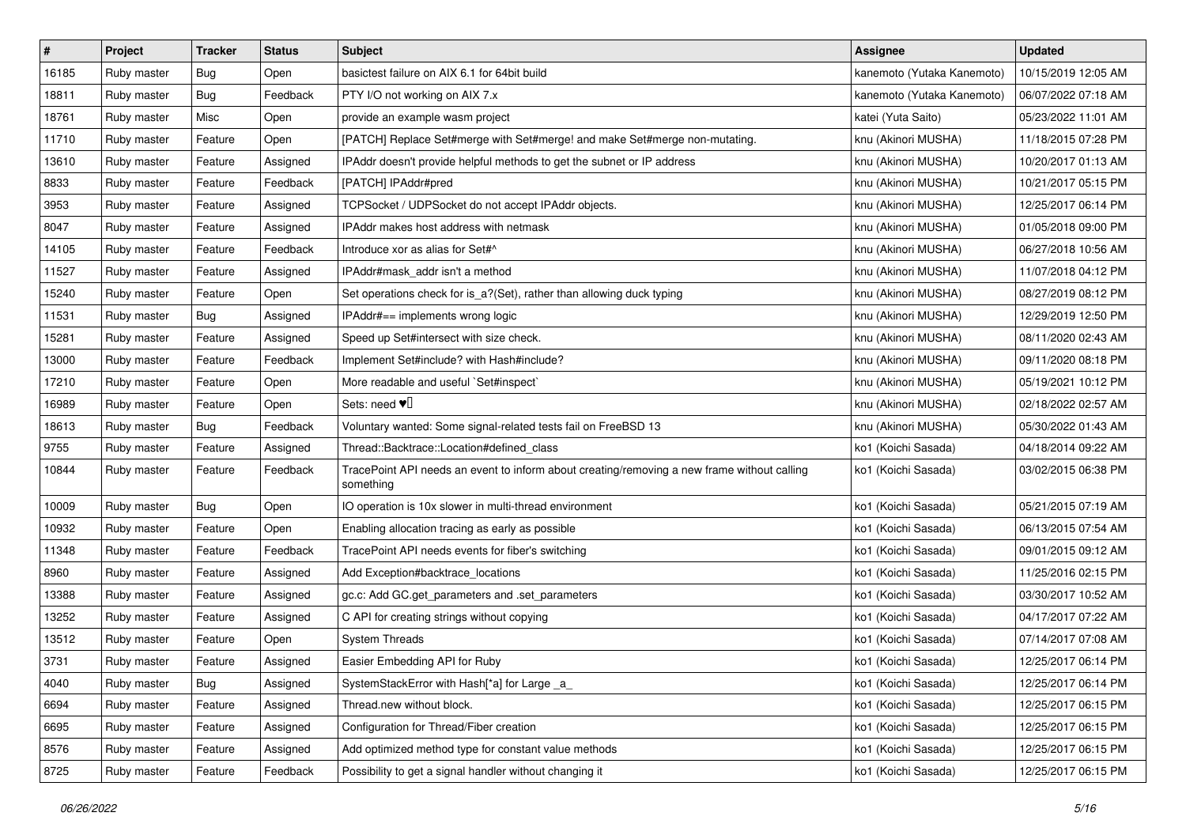| # | Project | Tracker | Status | Subject | Assignee | Updated |
|---|---|---|---|---|---|---|
| 16185 | Ruby master | Bug | Open | basictest failure on AIX 6.1 for 64bit build | kanemoto (Yutaka Kanemoto) | 10/15/2019 12:05 AM |
| 18811 | Ruby master | Bug | Feedback | PTY I/O not working on AIX 7.x | kanemoto (Yutaka Kanemoto) | 06/07/2022 07:18 AM |
| 18761 | Ruby master | Misc | Open | provide an example wasm project | katei (Yuta Saito) | 05/23/2022 11:01 AM |
| 11710 | Ruby master | Feature | Open | [PATCH] Replace Set#merge with Set#merge! and make Set#merge non-mutating. | knu (Akinori MUSHA) | 11/18/2015 07:28 PM |
| 13610 | Ruby master | Feature | Assigned | IPAddr doesn't provide helpful methods to get the subnet or IP address | knu (Akinori MUSHA) | 10/20/2017 01:13 AM |
| 8833 | Ruby master | Feature | Feedback | [PATCH] IPAddr#pred | knu (Akinori MUSHA) | 10/21/2017 05:15 PM |
| 3953 | Ruby master | Feature | Assigned | TCPSocket / UDPSocket do not accept IPAddr objects. | knu (Akinori MUSHA) | 12/25/2017 06:14 PM |
| 8047 | Ruby master | Feature | Assigned | IPAddr makes host address with netmask | knu (Akinori MUSHA) | 01/05/2018 09:00 PM |
| 14105 | Ruby master | Feature | Feedback | Introduce xor as alias for Set#^ | knu (Akinori MUSHA) | 06/27/2018 10:56 AM |
| 11527 | Ruby master | Feature | Assigned | IPAddr#mask_addr isn't a method | knu (Akinori MUSHA) | 11/07/2018 04:12 PM |
| 15240 | Ruby master | Feature | Open | Set operations check for is_a?(Set), rather than allowing duck typing | knu (Akinori MUSHA) | 08/27/2019 08:12 PM |
| 11531 | Ruby master | Bug | Assigned | IPAddr#== implements wrong logic | knu (Akinori MUSHA) | 12/29/2019 12:50 PM |
| 15281 | Ruby master | Feature | Assigned | Speed up Set#intersect with size check. | knu (Akinori MUSHA) | 08/11/2020 02:43 AM |
| 13000 | Ruby master | Feature | Feedback | Implement Set#include? with Hash#include? | knu (Akinori MUSHA) | 09/11/2020 08:18 PM |
| 17210 | Ruby master | Feature | Open | More readable and useful `Set#inspect` | knu (Akinori MUSHA) | 05/19/2021 10:12 PM |
| 16989 | Ruby master | Feature | Open | Sets: need ♥️ | knu (Akinori MUSHA) | 02/18/2022 02:57 AM |
| 18613 | Ruby master | Bug | Feedback | Voluntary wanted: Some signal-related tests fail on FreeBSD 13 | knu (Akinori MUSHA) | 05/30/2022 01:43 AM |
| 9755 | Ruby master | Feature | Assigned | Thread::Backtrace::Location#defined_class | ko1 (Koichi Sasada) | 04/18/2014 09:22 AM |
| 10844 | Ruby master | Feature | Feedback | TracePoint API needs an event to inform about creating/removing a new frame without calling something | ko1 (Koichi Sasada) | 03/02/2015 06:38 PM |
| 10009 | Ruby master | Bug | Open | IO operation is 10x slower in multi-thread environment | ko1 (Koichi Sasada) | 05/21/2015 07:19 AM |
| 10932 | Ruby master | Feature | Open | Enabling allocation tracing as early as possible | ko1 (Koichi Sasada) | 06/13/2015 07:54 AM |
| 11348 | Ruby master | Feature | Feedback | TracePoint API needs events for fiber's switching | ko1 (Koichi Sasada) | 09/01/2015 09:12 AM |
| 8960 | Ruby master | Feature | Assigned | Add Exception#backtrace_locations | ko1 (Koichi Sasada) | 11/25/2016 02:15 PM |
| 13388 | Ruby master | Feature | Assigned | gc.c: Add GC.get_parameters and .set_parameters | ko1 (Koichi Sasada) | 03/30/2017 10:52 AM |
| 13252 | Ruby master | Feature | Assigned | C API for creating strings without copying | ko1 (Koichi Sasada) | 04/17/2017 07:22 AM |
| 13512 | Ruby master | Feature | Open | System Threads | ko1 (Koichi Sasada) | 07/14/2017 07:08 AM |
| 3731 | Ruby master | Feature | Assigned | Easier Embedding API for Ruby | ko1 (Koichi Sasada) | 12/25/2017 06:14 PM |
| 4040 | Ruby master | Bug | Assigned | SystemStackError with Hash[*a] for Large _a_ | ko1 (Koichi Sasada) | 12/25/2017 06:14 PM |
| 6694 | Ruby master | Feature | Assigned | Thread.new without block. | ko1 (Koichi Sasada) | 12/25/2017 06:15 PM |
| 6695 | Ruby master | Feature | Assigned | Configuration for Thread/Fiber creation | ko1 (Koichi Sasada) | 12/25/2017 06:15 PM |
| 8576 | Ruby master | Feature | Assigned | Add optimized method type for constant value methods | ko1 (Koichi Sasada) | 12/25/2017 06:15 PM |
| 8725 | Ruby master | Feature | Feedback | Possibility to get a signal handler without changing it | ko1 (Koichi Sasada) | 12/25/2017 06:15 PM |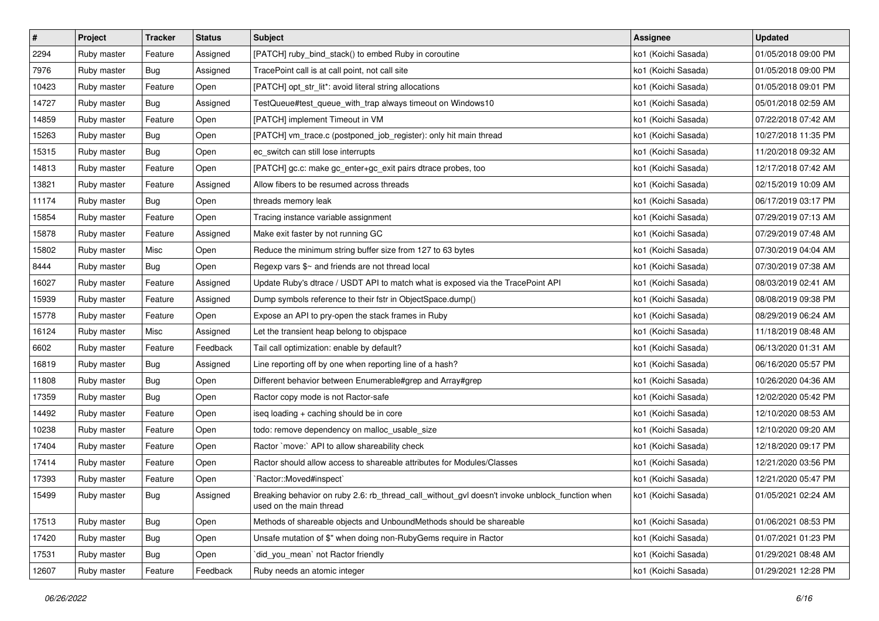| # | Project | Tracker | Status | Subject | Assignee | Updated |
|---|---|---|---|---|---|---|
| 2294 | Ruby master | Feature | Assigned | [PATCH] ruby_bind_stack() to embed Ruby in coroutine | ko1 (Koichi Sasada) | 01/05/2018 09:00 PM |
| 7976 | Ruby master | Bug | Assigned | TracePoint call is at call point, not call site | ko1 (Koichi Sasada) | 01/05/2018 09:00 PM |
| 10423 | Ruby master | Feature | Open | [PATCH] opt_str_lit*: avoid literal string allocations | ko1 (Koichi Sasada) | 01/05/2018 09:01 PM |
| 14727 | Ruby master | Bug | Assigned | TestQueue#test_queue_with_trap always timeout on Windows10 | ko1 (Koichi Sasada) | 05/01/2018 02:59 AM |
| 14859 | Ruby master | Feature | Open | [PATCH] implement Timeout in VM | ko1 (Koichi Sasada) | 07/22/2018 07:42 AM |
| 15263 | Ruby master | Bug | Open | [PATCH] vm_trace.c (postponed_job_register): only hit main thread | ko1 (Koichi Sasada) | 10/27/2018 11:35 PM |
| 15315 | Ruby master | Bug | Open | ec_switch can still lose interrupts | ko1 (Koichi Sasada) | 11/20/2018 09:32 AM |
| 14813 | Ruby master | Feature | Open | [PATCH] gc.c: make gc_enter+gc_exit pairs dtrace probes, too | ko1 (Koichi Sasada) | 12/17/2018 07:42 AM |
| 13821 | Ruby master | Feature | Assigned | Allow fibers to be resumed across threads | ko1 (Koichi Sasada) | 02/15/2019 10:09 AM |
| 11174 | Ruby master | Bug | Open | threads memory leak | ko1 (Koichi Sasada) | 06/17/2019 03:17 PM |
| 15854 | Ruby master | Feature | Open | Tracing instance variable assignment | ko1 (Koichi Sasada) | 07/29/2019 07:13 AM |
| 15878 | Ruby master | Feature | Assigned | Make exit faster by not running GC | ko1 (Koichi Sasada) | 07/29/2019 07:48 AM |
| 15802 | Ruby master | Misc | Open | Reduce the minimum string buffer size from 127 to 63 bytes | ko1 (Koichi Sasada) | 07/30/2019 04:04 AM |
| 8444 | Ruby master | Bug | Open | Regexp vars $~ and friends are not thread local | ko1 (Koichi Sasada) | 07/30/2019 07:38 AM |
| 16027 | Ruby master | Feature | Assigned | Update Ruby's dtrace / USDT API to match what is exposed via the TracePoint API | ko1 (Koichi Sasada) | 08/03/2019 02:41 AM |
| 15939 | Ruby master | Feature | Assigned | Dump symbols reference to their fstr in ObjectSpace.dump() | ko1 (Koichi Sasada) | 08/08/2019 09:38 PM |
| 15778 | Ruby master | Feature | Open | Expose an API to pry-open the stack frames in Ruby | ko1 (Koichi Sasada) | 08/29/2019 06:24 AM |
| 16124 | Ruby master | Misc | Assigned | Let the transient heap belong to objspace | ko1 (Koichi Sasada) | 11/18/2019 08:48 AM |
| 6602 | Ruby master | Feature | Feedback | Tail call optimization: enable by default? | ko1 (Koichi Sasada) | 06/13/2020 01:31 AM |
| 16819 | Ruby master | Bug | Assigned | Line reporting off by one when reporting line of a hash? | ko1 (Koichi Sasada) | 06/16/2020 05:57 PM |
| 11808 | Ruby master | Bug | Open | Different behavior between Enumerable#grep and Array#grep | ko1 (Koichi Sasada) | 10/26/2020 04:36 AM |
| 17359 | Ruby master | Bug | Open | Ractor copy mode is not Ractor-safe | ko1 (Koichi Sasada) | 12/02/2020 05:42 PM |
| 14492 | Ruby master | Feature | Open | iseq loading + caching should be in core | ko1 (Koichi Sasada) | 12/10/2020 08:53 AM |
| 10238 | Ruby master | Feature | Open | todo: remove dependency on malloc_usable_size | ko1 (Koichi Sasada) | 12/10/2020 09:20 AM |
| 17404 | Ruby master | Feature | Open | Ractor `move:` API to allow shareability check | ko1 (Koichi Sasada) | 12/18/2020 09:17 PM |
| 17414 | Ruby master | Feature | Open | Ractor should allow access to shareable attributes for Modules/Classes | ko1 (Koichi Sasada) | 12/21/2020 03:56 PM |
| 17393 | Ruby master | Feature | Open | `Ractor::Moved#inspect` | ko1 (Koichi Sasada) | 12/21/2020 05:47 PM |
| 15499 | Ruby master | Bug | Assigned | Breaking behavior on ruby 2.6: rb_thread_call_without_gvl doesn't invoke unblock_function when used on the main thread | ko1 (Koichi Sasada) | 01/05/2021 02:24 AM |
| 17513 | Ruby master | Bug | Open | Methods of shareable objects and UnboundMethods should be shareable | ko1 (Koichi Sasada) | 01/06/2021 08:53 PM |
| 17420 | Ruby master | Bug | Open | Unsafe mutation of $" when doing non-RubyGems require in Ractor | ko1 (Koichi Sasada) | 01/07/2021 01:23 PM |
| 17531 | Ruby master | Bug | Open | `did_you_mean` not Ractor friendly | ko1 (Koichi Sasada) | 01/29/2021 08:48 AM |
| 12607 | Ruby master | Feature | Feedback | Ruby needs an atomic integer | ko1 (Koichi Sasada) | 01/29/2021 12:28 PM |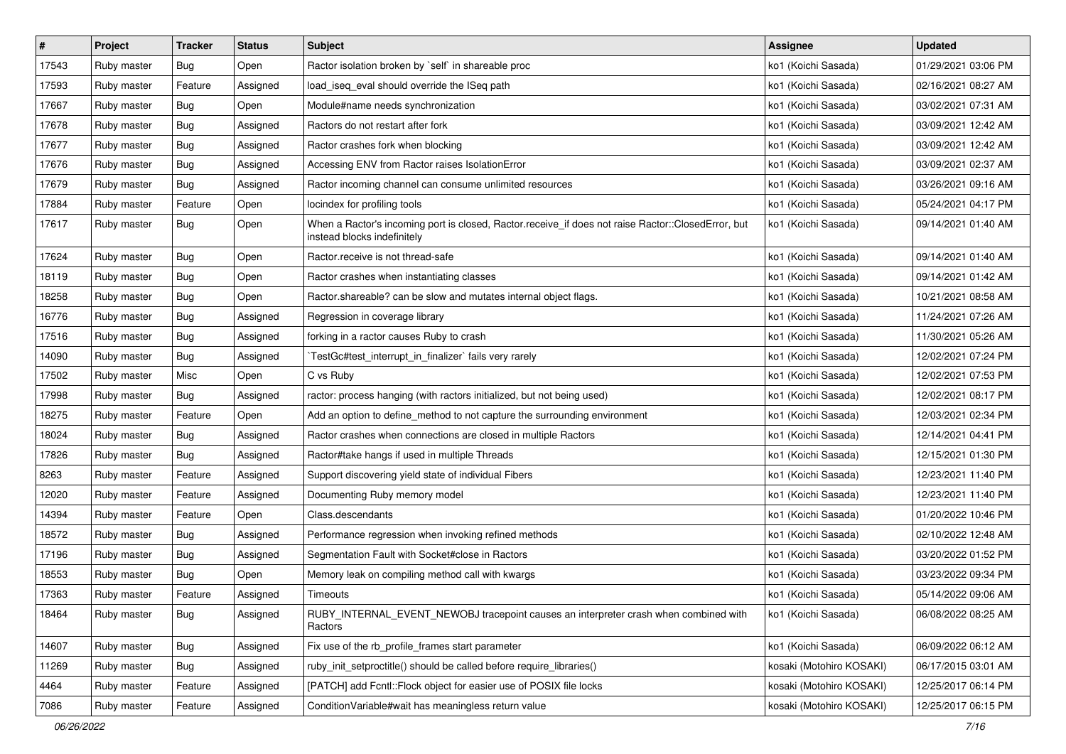| # | Project | Tracker | Status | Subject | Assignee | Updated |
|---|---|---|---|---|---|---|
| 17543 | Ruby master | Bug | Open | Ractor isolation broken by `self` in shareable proc | ko1 (Koichi Sasada) | 01/29/2021 03:06 PM |
| 17593 | Ruby master | Feature | Assigned | load_iseq_eval should override the ISeq path | ko1 (Koichi Sasada) | 02/16/2021 08:27 AM |
| 17667 | Ruby master | Bug | Open | Module#name needs synchronization | ko1 (Koichi Sasada) | 03/02/2021 07:31 AM |
| 17678 | Ruby master | Bug | Assigned | Ractors do not restart after fork | ko1 (Koichi Sasada) | 03/09/2021 12:42 AM |
| 17677 | Ruby master | Bug | Assigned | Ractor crashes fork when blocking | ko1 (Koichi Sasada) | 03/09/2021 12:42 AM |
| 17676 | Ruby master | Bug | Assigned | Accessing ENV from Ractor raises IsolationError | ko1 (Koichi Sasada) | 03/09/2021 02:37 AM |
| 17679 | Ruby master | Bug | Assigned | Ractor incoming channel can consume unlimited resources | ko1 (Koichi Sasada) | 03/26/2021 09:16 AM |
| 17884 | Ruby master | Feature | Open | locindex for profiling tools | ko1 (Koichi Sasada) | 05/24/2021 04:17 PM |
| 17617 | Ruby master | Bug | Open | When a Ractor's incoming port is closed, Ractor.receive_if does not raise Ractor::ClosedError, but instead blocks indefinitely | ko1 (Koichi Sasada) | 09/14/2021 01:40 AM |
| 17624 | Ruby master | Bug | Open | Ractor.receive is not thread-safe | ko1 (Koichi Sasada) | 09/14/2021 01:40 AM |
| 18119 | Ruby master | Bug | Open | Ractor crashes when instantiating classes | ko1 (Koichi Sasada) | 09/14/2021 01:42 AM |
| 18258 | Ruby master | Bug | Open | Ractor.shareable? can be slow and mutates internal object flags. | ko1 (Koichi Sasada) | 10/21/2021 08:58 AM |
| 16776 | Ruby master | Bug | Assigned | Regression in coverage library | ko1 (Koichi Sasada) | 11/24/2021 07:26 AM |
| 17516 | Ruby master | Bug | Assigned | forking in a ractor causes Ruby to crash | ko1 (Koichi Sasada) | 11/30/2021 05:26 AM |
| 14090 | Ruby master | Bug | Assigned | `TestGc#test_interrupt_in_finalizer` fails very rarely | ko1 (Koichi Sasada) | 12/02/2021 07:24 PM |
| 17502 | Ruby master | Misc | Open | C vs Ruby | ko1 (Koichi Sasada) | 12/02/2021 07:53 PM |
| 17998 | Ruby master | Bug | Assigned | ractor: process hanging (with ractors initialized, but not being used) | ko1 (Koichi Sasada) | 12/02/2021 08:17 PM |
| 18275 | Ruby master | Feature | Open | Add an option to define_method to not capture the surrounding environment | ko1 (Koichi Sasada) | 12/03/2021 02:34 PM |
| 18024 | Ruby master | Bug | Assigned | Ractor crashes when connections are closed in multiple Ractors | ko1 (Koichi Sasada) | 12/14/2021 04:41 PM |
| 17826 | Ruby master | Bug | Assigned | Ractor#take hangs if used in multiple Threads | ko1 (Koichi Sasada) | 12/15/2021 01:30 PM |
| 8263 | Ruby master | Feature | Assigned | Support discovering yield state of individual Fibers | ko1 (Koichi Sasada) | 12/23/2021 11:40 PM |
| 12020 | Ruby master | Feature | Assigned | Documenting Ruby memory model | ko1 (Koichi Sasada) | 12/23/2021 11:40 PM |
| 14394 | Ruby master | Feature | Open | Class.descendants | ko1 (Koichi Sasada) | 01/20/2022 10:46 PM |
| 18572 | Ruby master | Bug | Assigned | Performance regression when invoking refined methods | ko1 (Koichi Sasada) | 02/10/2022 12:48 AM |
| 17196 | Ruby master | Bug | Assigned | Segmentation Fault with Socket#close in Ractors | ko1 (Koichi Sasada) | 03/20/2022 01:52 PM |
| 18553 | Ruby master | Bug | Open | Memory leak on compiling method call with kwargs | ko1 (Koichi Sasada) | 03/23/2022 09:34 PM |
| 17363 | Ruby master | Feature | Assigned | Timeouts | ko1 (Koichi Sasada) | 05/14/2022 09:06 AM |
| 18464 | Ruby master | Bug | Assigned | RUBY_INTERNAL_EVENT_NEWOBJ tracepoint causes an interpreter crash when combined with Ractors | ko1 (Koichi Sasada) | 06/08/2022 08:25 AM |
| 14607 | Ruby master | Bug | Assigned | Fix use of the rb_profile_frames start parameter | ko1 (Koichi Sasada) | 06/09/2022 06:12 AM |
| 11269 | Ruby master | Bug | Assigned | ruby_init_setproctitle() should be called before require_libraries() | kosaki (Motohiro KOSAKI) | 06/17/2015 03:01 AM |
| 4464 | Ruby master | Feature | Assigned | [PATCH] add Fcntl::Flock object for easier use of POSIX file locks | kosaki (Motohiro KOSAKI) | 12/25/2017 06:14 PM |
| 7086 | Ruby master | Feature | Assigned | ConditionVariable#wait has meaningless return value | kosaki (Motohiro KOSAKI) | 12/25/2017 06:15 PM |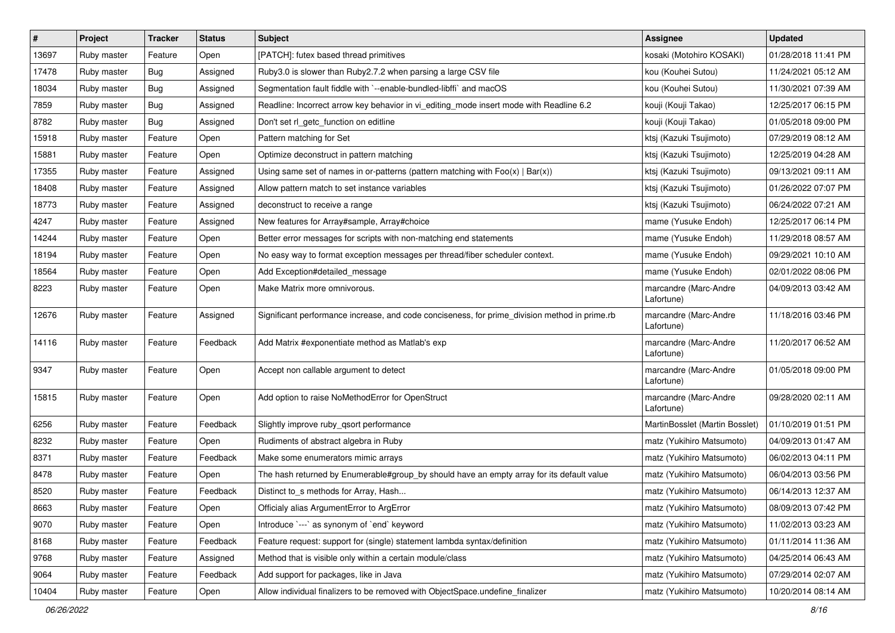| # | Project | Tracker | Status | Subject | Assignee | Updated |
| --- | --- | --- | --- | --- | --- | --- |
| 13697 | Ruby master | Feature | Open | [PATCH]: futex based thread primitives | kosaki (Motohiro KOSAKI) | 01/28/2018 11:41 PM |
| 17478 | Ruby master | Bug | Assigned | Ruby3.0 is slower than Ruby2.7.2 when parsing a large CSV file | kou (Kouhei Sutou) | 11/24/2021 05:12 AM |
| 18034 | Ruby master | Bug | Assigned | Segmentation fault fiddle with `--enable-bundled-libffi` and macOS | kou (Kouhei Sutou) | 11/30/2021 07:39 AM |
| 7859 | Ruby master | Bug | Assigned | Readline: Incorrect arrow key behavior in vi_editing_mode insert mode with Readline 6.2 | kouji (Kouji Takao) | 12/25/2017 06:15 PM |
| 8782 | Ruby master | Bug | Assigned | Don't set rl_getc_function on editline | kouji (Kouji Takao) | 01/05/2018 09:00 PM |
| 15918 | Ruby master | Feature | Open | Pattern matching for Set | ktsj (Kazuki Tsujimoto) | 07/29/2019 08:12 AM |
| 15881 | Ruby master | Feature | Open | Optimize deconstruct in pattern matching | ktsj (Kazuki Tsujimoto) | 12/25/2019 04:28 AM |
| 17355 | Ruby master | Feature | Assigned | Using same set of names in or-patterns (pattern matching with Foo(x) \| Bar(x)) | ktsj (Kazuki Tsujimoto) | 09/13/2021 09:11 AM |
| 18408 | Ruby master | Feature | Assigned | Allow pattern match to set instance variables | ktsj (Kazuki Tsujimoto) | 01/26/2022 07:07 PM |
| 18773 | Ruby master | Feature | Assigned | deconstruct to receive a range | ktsj (Kazuki Tsujimoto) | 06/24/2022 07:21 AM |
| 4247 | Ruby master | Feature | Assigned | New features for Array#sample, Array#choice | mame (Yusuke Endoh) | 12/25/2017 06:14 PM |
| 14244 | Ruby master | Feature | Open | Better error messages for scripts with non-matching end statements | mame (Yusuke Endoh) | 11/29/2018 08:57 AM |
| 18194 | Ruby master | Feature | Open | No easy way to format exception messages per thread/fiber scheduler context. | mame (Yusuke Endoh) | 09/29/2021 10:10 AM |
| 18564 | Ruby master | Feature | Open | Add Exception#detailed_message | mame (Yusuke Endoh) | 02/01/2022 08:06 PM |
| 8223 | Ruby master | Feature | Open | Make Matrix more omnivorous. | marcandre (Marc-Andre Lafortune) | 04/09/2013 03:42 AM |
| 12676 | Ruby master | Feature | Assigned | Significant performance increase, and code conciseness, for prime_division method in prime.rb | marcandre (Marc-Andre Lafortune) | 11/18/2016 03:46 PM |
| 14116 | Ruby master | Feature | Feedback | Add Matrix #exponentiate method as Matlab's exp | marcandre (Marc-Andre Lafortune) | 11/20/2017 06:52 AM |
| 9347 | Ruby master | Feature | Open | Accept non callable argument to detect | marcandre (Marc-Andre Lafortune) | 01/05/2018 09:00 PM |
| 15815 | Ruby master | Feature | Open | Add option to raise NoMethodError for OpenStruct | marcandre (Marc-Andre Lafortune) | 09/28/2020 02:11 AM |
| 6256 | Ruby master | Feature | Feedback | Slightly improve ruby_qsort performance | MartinBosslet (Martin Bosslet) | 01/10/2019 01:51 PM |
| 8232 | Ruby master | Feature | Open | Rudiments of abstract algebra in Ruby | matz (Yukihiro Matsumoto) | 04/09/2013 01:47 AM |
| 8371 | Ruby master | Feature | Feedback | Make some enumerators mimic arrays | matz (Yukihiro Matsumoto) | 06/02/2013 04:11 PM |
| 8478 | Ruby master | Feature | Open | The hash returned by Enumerable#group_by should have an empty array for its default value | matz (Yukihiro Matsumoto) | 06/04/2013 03:56 PM |
| 8520 | Ruby master | Feature | Feedback | Distinct to_s methods for Array, Hash... | matz (Yukihiro Matsumoto) | 06/14/2013 12:37 AM |
| 8663 | Ruby master | Feature | Open | Officialy alias ArgumentError to ArgError | matz (Yukihiro Matsumoto) | 08/09/2013 07:42 PM |
| 9070 | Ruby master | Feature | Open | Introduce `---` as synonym of `end` keyword | matz (Yukihiro Matsumoto) | 11/02/2013 03:23 AM |
| 8168 | Ruby master | Feature | Feedback | Feature request: support for (single) statement lambda syntax/definition | matz (Yukihiro Matsumoto) | 01/11/2014 11:36 AM |
| 9768 | Ruby master | Feature | Assigned | Method that is visible only within a certain module/class | matz (Yukihiro Matsumoto) | 04/25/2014 06:43 AM |
| 9064 | Ruby master | Feature | Feedback | Add support for packages, like in Java | matz (Yukihiro Matsumoto) | 07/29/2014 02:07 AM |
| 10404 | Ruby master | Feature | Open | Allow individual finalizers to be removed with ObjectSpace.undefine_finalizer | matz (Yukihiro Matsumoto) | 10/20/2014 08:14 AM |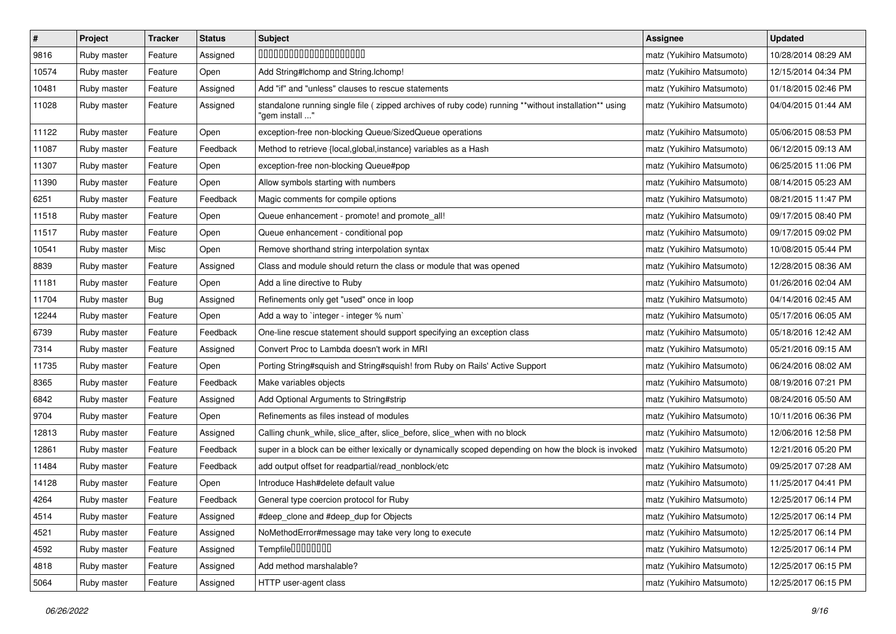| # | Project | Tracker | Status | Subject | Assignee | Updated |
|---|---|---|---|---|---|---|
| 9816 | Ruby master | Feature | Assigned | 00000000000000000000000 | matz (Yukihiro Matsumoto) | 10/28/2014 08:29 AM |
| 10574 | Ruby master | Feature | Open | Add String#lchomp and String.lchomp! | matz (Yukihiro Matsumoto) | 12/15/2014 04:34 PM |
| 10481 | Ruby master | Feature | Assigned | Add "if" and "unless" clauses to rescue statements | matz (Yukihiro Matsumoto) | 01/18/2015 02:46 PM |
| 11028 | Ruby master | Feature | Assigned | standalone running single file ( zipped archives of ruby code) running **without installation** using "gem install ..." | matz (Yukihiro Matsumoto) | 04/04/2015 01:44 AM |
| 11122 | Ruby master | Feature | Open | exception-free non-blocking Queue/SizedQueue operations | matz (Yukihiro Matsumoto) | 05/06/2015 08:53 PM |
| 11087 | Ruby master | Feature | Feedback | Method to retrieve {local,global,instance} variables as a Hash | matz (Yukihiro Matsumoto) | 06/12/2015 09:13 AM |
| 11307 | Ruby master | Feature | Open | exception-free non-blocking Queue#pop | matz (Yukihiro Matsumoto) | 06/25/2015 11:06 PM |
| 11390 | Ruby master | Feature | Open | Allow symbols starting with numbers | matz (Yukihiro Matsumoto) | 08/14/2015 05:23 AM |
| 6251 | Ruby master | Feature | Feedback | Magic comments for compile options | matz (Yukihiro Matsumoto) | 08/21/2015 11:47 PM |
| 11518 | Ruby master | Feature | Open | Queue enhancement - promote! and promote_all! | matz (Yukihiro Matsumoto) | 09/17/2015 08:40 PM |
| 11517 | Ruby master | Feature | Open | Queue enhancement - conditional pop | matz (Yukihiro Matsumoto) | 09/17/2015 09:02 PM |
| 10541 | Ruby master | Misc | Open | Remove shorthand string interpolation syntax | matz (Yukihiro Matsumoto) | 10/08/2015 05:44 PM |
| 8839 | Ruby master | Feature | Assigned | Class and module should return the class or module that was opened | matz (Yukihiro Matsumoto) | 12/28/2015 08:36 AM |
| 11181 | Ruby master | Feature | Open | Add a line directive to Ruby | matz (Yukihiro Matsumoto) | 01/26/2016 02:04 AM |
| 11704 | Ruby master | Bug | Assigned | Refinements only get "used" once in loop | matz (Yukihiro Matsumoto) | 04/14/2016 02:45 AM |
| 12244 | Ruby master | Feature | Open | Add a way to `integer - integer % num` | matz (Yukihiro Matsumoto) | 05/17/2016 06:05 AM |
| 6739 | Ruby master | Feature | Feedback | One-line rescue statement should support specifying an exception class | matz (Yukihiro Matsumoto) | 05/18/2016 12:42 AM |
| 7314 | Ruby master | Feature | Assigned | Convert Proc to Lambda doesn't work in MRI | matz (Yukihiro Matsumoto) | 05/21/2016 09:15 AM |
| 11735 | Ruby master | Feature | Open | Porting String#squish and String#squish! from Ruby on Rails' Active Support | matz (Yukihiro Matsumoto) | 06/24/2016 08:02 AM |
| 8365 | Ruby master | Feature | Feedback | Make variables objects | matz (Yukihiro Matsumoto) | 08/19/2016 07:21 PM |
| 6842 | Ruby master | Feature | Assigned | Add Optional Arguments to String#strip | matz (Yukihiro Matsumoto) | 08/24/2016 05:50 AM |
| 9704 | Ruby master | Feature | Open | Refinements as files instead of modules | matz (Yukihiro Matsumoto) | 10/11/2016 06:36 PM |
| 12813 | Ruby master | Feature | Assigned | Calling chunk_while, slice_after, slice_before, slice_when with no block | matz (Yukihiro Matsumoto) | 12/06/2016 12:58 PM |
| 12861 | Ruby master | Feature | Feedback | super in a block can be either lexically or dynamically scoped depending on how the block is invoked | matz (Yukihiro Matsumoto) | 12/21/2016 05:20 PM |
| 11484 | Ruby master | Feature | Feedback | add output offset for readpartial/read_nonblock/etc | matz (Yukihiro Matsumoto) | 09/25/2017 07:28 AM |
| 14128 | Ruby master | Feature | Open | Introduce Hash#delete default value | matz (Yukihiro Matsumoto) | 11/25/2017 04:41 PM |
| 4264 | Ruby master | Feature | Feedback | General type coercion protocol for Ruby | matz (Yukihiro Matsumoto) | 12/25/2017 06:14 PM |
| 4514 | Ruby master | Feature | Assigned | #deep_clone and #deep_dup for Objects | matz (Yukihiro Matsumoto) | 12/25/2017 06:14 PM |
| 4521 | Ruby master | Feature | Assigned | NoMethodError#message may take very long to execute | matz (Yukihiro Matsumoto) | 12/25/2017 06:14 PM |
| 4592 | Ruby master | Feature | Assigned | Tempfile00000000 | matz (Yukihiro Matsumoto) | 12/25/2017 06:14 PM |
| 4818 | Ruby master | Feature | Assigned | Add method marshalable? | matz (Yukihiro Matsumoto) | 12/25/2017 06:15 PM |
| 5064 | Ruby master | Feature | Assigned | HTTP user-agent class | matz (Yukihiro Matsumoto) | 12/25/2017 06:15 PM |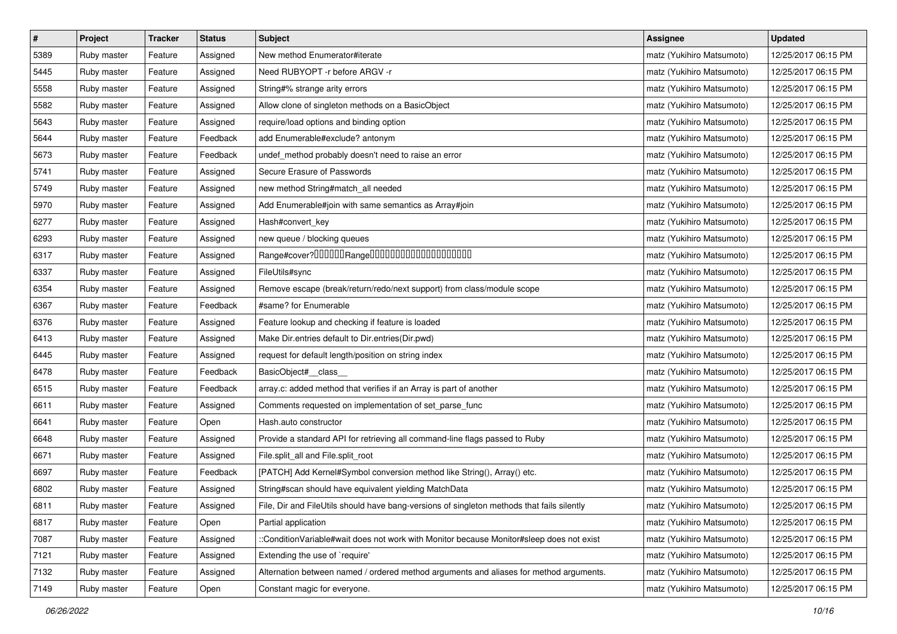| # | Project | Tracker | Status | Subject | Assignee | Updated |
|---|---|---|---|---|---|---|
| 5389 | Ruby master | Feature | Assigned | New method Enumerator#iterate | matz (Yukihiro Matsumoto) | 12/25/2017 06:15 PM |
| 5445 | Ruby master | Feature | Assigned | Need RUBYOPT -r before ARGV -r | matz (Yukihiro Matsumoto) | 12/25/2017 06:15 PM |
| 5558 | Ruby master | Feature | Assigned | String#% strange arity errors | matz (Yukihiro Matsumoto) | 12/25/2017 06:15 PM |
| 5582 | Ruby master | Feature | Assigned | Allow clone of singleton methods on a BasicObject | matz (Yukihiro Matsumoto) | 12/25/2017 06:15 PM |
| 5643 | Ruby master | Feature | Assigned | require/load options and binding option | matz (Yukihiro Matsumoto) | 12/25/2017 06:15 PM |
| 5644 | Ruby master | Feature | Feedback | add Enumerable#exclude? antonym | matz (Yukihiro Matsumoto) | 12/25/2017 06:15 PM |
| 5673 | Ruby master | Feature | Feedback | undef_method probably doesn't need to raise an error | matz (Yukihiro Matsumoto) | 12/25/2017 06:15 PM |
| 5741 | Ruby master | Feature | Assigned | Secure Erasure of Passwords | matz (Yukihiro Matsumoto) | 12/25/2017 06:15 PM |
| 5749 | Ruby master | Feature | Assigned | new method String#match_all needed | matz (Yukihiro Matsumoto) | 12/25/2017 06:15 PM |
| 5970 | Ruby master | Feature | Assigned | Add Enumerable#join with same semantics as Array#join | matz (Yukihiro Matsumoto) | 12/25/2017 06:15 PM |
| 6277 | Ruby master | Feature | Assigned | Hash#convert_key | matz (Yukihiro Matsumoto) | 12/25/2017 06:15 PM |
| 6293 | Ruby master | Feature | Assigned | new queue / blocking queues | matz (Yukihiro Matsumoto) | 12/25/2017 06:15 PM |
| 6317 | Ruby master | Feature | Assigned | Range#cover?□□□□□□Range□□□□□□□□□□□□□□□□□□□□ | matz (Yukihiro Matsumoto) | 12/25/2017 06:15 PM |
| 6337 | Ruby master | Feature | Assigned | FileUtils#sync | matz (Yukihiro Matsumoto) | 12/25/2017 06:15 PM |
| 6354 | Ruby master | Feature | Assigned | Remove escape (break/return/redo/next support) from class/module scope | matz (Yukihiro Matsumoto) | 12/25/2017 06:15 PM |
| 6367 | Ruby master | Feature | Feedback | #same? for Enumerable | matz (Yukihiro Matsumoto) | 12/25/2017 06:15 PM |
| 6376 | Ruby master | Feature | Assigned | Feature lookup and checking if feature is loaded | matz (Yukihiro Matsumoto) | 12/25/2017 06:15 PM |
| 6413 | Ruby master | Feature | Assigned | Make Dir.entries default to Dir.entries(Dir.pwd) | matz (Yukihiro Matsumoto) | 12/25/2017 06:15 PM |
| 6445 | Ruby master | Feature | Assigned | request for default length/position on string index | matz (Yukihiro Matsumoto) | 12/25/2017 06:15 PM |
| 6478 | Ruby master | Feature | Feedback | BasicObject#__class__ | matz (Yukihiro Matsumoto) | 12/25/2017 06:15 PM |
| 6515 | Ruby master | Feature | Feedback | array.c: added method that verifies if an Array is part of another | matz (Yukihiro Matsumoto) | 12/25/2017 06:15 PM |
| 6611 | Ruby master | Feature | Assigned | Comments requested on implementation of set_parse_func | matz (Yukihiro Matsumoto) | 12/25/2017 06:15 PM |
| 6641 | Ruby master | Feature | Open | Hash.auto constructor | matz (Yukihiro Matsumoto) | 12/25/2017 06:15 PM |
| 6648 | Ruby master | Feature | Assigned | Provide a standard API for retrieving all command-line flags passed to Ruby | matz (Yukihiro Matsumoto) | 12/25/2017 06:15 PM |
| 6671 | Ruby master | Feature | Assigned | File.split_all and File.split_root | matz (Yukihiro Matsumoto) | 12/25/2017 06:15 PM |
| 6697 | Ruby master | Feature | Feedback | [PATCH] Add Kernel#Symbol conversion method like String(), Array() etc. | matz (Yukihiro Matsumoto) | 12/25/2017 06:15 PM |
| 6802 | Ruby master | Feature | Assigned | String#scan should have equivalent yielding MatchData | matz (Yukihiro Matsumoto) | 12/25/2017 06:15 PM |
| 6811 | Ruby master | Feature | Assigned | File, Dir and FileUtils should have bang-versions of singleton methods that fails silently | matz (Yukihiro Matsumoto) | 12/25/2017 06:15 PM |
| 6817 | Ruby master | Feature | Open | Partial application | matz (Yukihiro Matsumoto) | 12/25/2017 06:15 PM |
| 7087 | Ruby master | Feature | Assigned | ::ConditionVariable#wait does not work with Monitor because Monitor#sleep does not exist | matz (Yukihiro Matsumoto) | 12/25/2017 06:15 PM |
| 7121 | Ruby master | Feature | Assigned | Extending the use of `require' | matz (Yukihiro Matsumoto) | 12/25/2017 06:15 PM |
| 7132 | Ruby master | Feature | Assigned | Alternation between named / ordered method arguments and aliases for method arguments. | matz (Yukihiro Matsumoto) | 12/25/2017 06:15 PM |
| 7149 | Ruby master | Feature | Open | Constant magic for everyone. | matz (Yukihiro Matsumoto) | 12/25/2017 06:15 PM |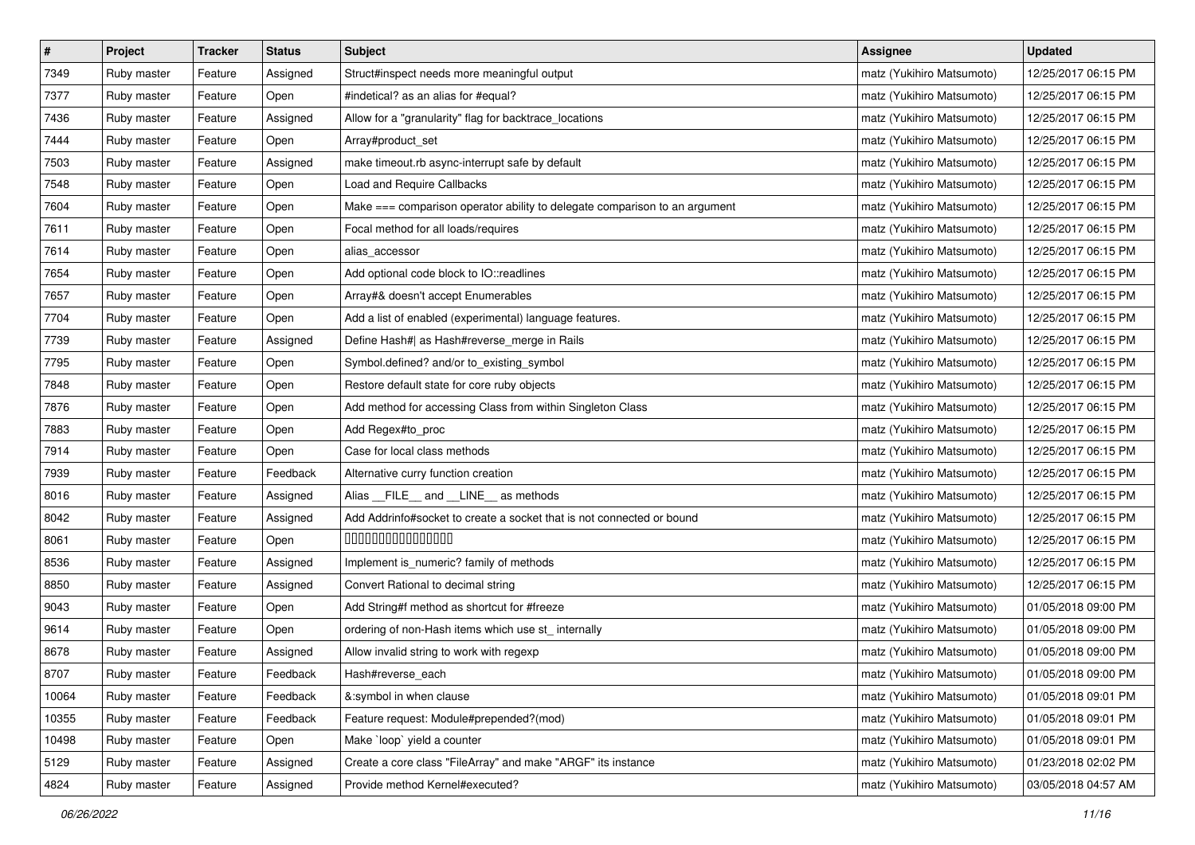| # | Project | Tracker | Status | Subject | Assignee | Updated |
|---|---|---|---|---|---|---|
| 7349 | Ruby master | Feature | Assigned | Struct#inspect needs more meaningful output | matz (Yukihiro Matsumoto) | 12/25/2017 06:15 PM |
| 7377 | Ruby master | Feature | Open | #indetical? as an alias for #equal? | matz (Yukihiro Matsumoto) | 12/25/2017 06:15 PM |
| 7436 | Ruby master | Feature | Assigned | Allow for a "granularity" flag for backtrace_locations | matz (Yukihiro Matsumoto) | 12/25/2017 06:15 PM |
| 7444 | Ruby master | Feature | Open | Array#product_set | matz (Yukihiro Matsumoto) | 12/25/2017 06:15 PM |
| 7503 | Ruby master | Feature | Assigned | make timeout.rb async-interrupt safe by default | matz (Yukihiro Matsumoto) | 12/25/2017 06:15 PM |
| 7548 | Ruby master | Feature | Open | Load and Require Callbacks | matz (Yukihiro Matsumoto) | 12/25/2017 06:15 PM |
| 7604 | Ruby master | Feature | Open | Make === comparison operator ability to delegate comparison to an argument | matz (Yukihiro Matsumoto) | 12/25/2017 06:15 PM |
| 7611 | Ruby master | Feature | Open | Focal method for all loads/requires | matz (Yukihiro Matsumoto) | 12/25/2017 06:15 PM |
| 7614 | Ruby master | Feature | Open | alias_accessor | matz (Yukihiro Matsumoto) | 12/25/2017 06:15 PM |
| 7654 | Ruby master | Feature | Open | Add optional code block to IO::readlines | matz (Yukihiro Matsumoto) | 12/25/2017 06:15 PM |
| 7657 | Ruby master | Feature | Open | Array#& doesn't accept Enumerables | matz (Yukihiro Matsumoto) | 12/25/2017 06:15 PM |
| 7704 | Ruby master | Feature | Open | Add a list of enabled (experimental) language features. | matz (Yukihiro Matsumoto) | 12/25/2017 06:15 PM |
| 7739 | Ruby master | Feature | Assigned | Define Hash#\| as Hash#reverse_merge in Rails | matz (Yukihiro Matsumoto) | 12/25/2017 06:15 PM |
| 7795 | Ruby master | Feature | Open | Symbol.defined? and/or to_existing_symbol | matz (Yukihiro Matsumoto) | 12/25/2017 06:15 PM |
| 7848 | Ruby master | Feature | Open | Restore default state for core ruby objects | matz (Yukihiro Matsumoto) | 12/25/2017 06:15 PM |
| 7876 | Ruby master | Feature | Open | Add method for accessing Class from within Singleton Class | matz (Yukihiro Matsumoto) | 12/25/2017 06:15 PM |
| 7883 | Ruby master | Feature | Open | Add Regex#to_proc | matz (Yukihiro Matsumoto) | 12/25/2017 06:15 PM |
| 7914 | Ruby master | Feature | Open | Case for local class methods | matz (Yukihiro Matsumoto) | 12/25/2017 06:15 PM |
| 7939 | Ruby master | Feature | Feedback | Alternative curry function creation | matz (Yukihiro Matsumoto) | 12/25/2017 06:15 PM |
| 8016 | Ruby master | Feature | Assigned | Alias __FILE__ and __LINE__ as methods | matz (Yukihiro Matsumoto) | 12/25/2017 06:15 PM |
| 8042 | Ruby master | Feature | Assigned | Add Addrinfo#socket to create a socket that is not connected or bound | matz (Yukihiro Matsumoto) | 12/25/2017 06:15 PM |
| 8061 | Ruby master | Feature | Open | 0000000000000000 | matz (Yukihiro Matsumoto) | 12/25/2017 06:15 PM |
| 8536 | Ruby master | Feature | Assigned | Implement is_numeric? family of methods | matz (Yukihiro Matsumoto) | 12/25/2017 06:15 PM |
| 8850 | Ruby master | Feature | Assigned | Convert Rational to decimal string | matz (Yukihiro Matsumoto) | 12/25/2017 06:15 PM |
| 9043 | Ruby master | Feature | Open | Add String#f method as shortcut for #freeze | matz (Yukihiro Matsumoto) | 01/05/2018 09:00 PM |
| 9614 | Ruby master | Feature | Open | ordering of non-Hash items which use st_ internally | matz (Yukihiro Matsumoto) | 01/05/2018 09:00 PM |
| 8678 | Ruby master | Feature | Assigned | Allow invalid string to work with regexp | matz (Yukihiro Matsumoto) | 01/05/2018 09:00 PM |
| 8707 | Ruby master | Feature | Feedback | Hash#reverse_each | matz (Yukihiro Matsumoto) | 01/05/2018 09:00 PM |
| 10064 | Ruby master | Feature | Feedback | &:symbol in when clause | matz (Yukihiro Matsumoto) | 01/05/2018 09:01 PM |
| 10355 | Ruby master | Feature | Feedback | Feature request: Module#prepended?(mod) | matz (Yukihiro Matsumoto) | 01/05/2018 09:01 PM |
| 10498 | Ruby master | Feature | Open | Make `loop` yield a counter | matz (Yukihiro Matsumoto) | 01/05/2018 09:01 PM |
| 5129 | Ruby master | Feature | Assigned | Create a core class "FileArray" and make "ARGF" its instance | matz (Yukihiro Matsumoto) | 01/23/2018 02:02 PM |
| 4824 | Ruby master | Feature | Assigned | Provide method Kernel#executed? | matz (Yukihiro Matsumoto) | 03/05/2018 04:57 AM |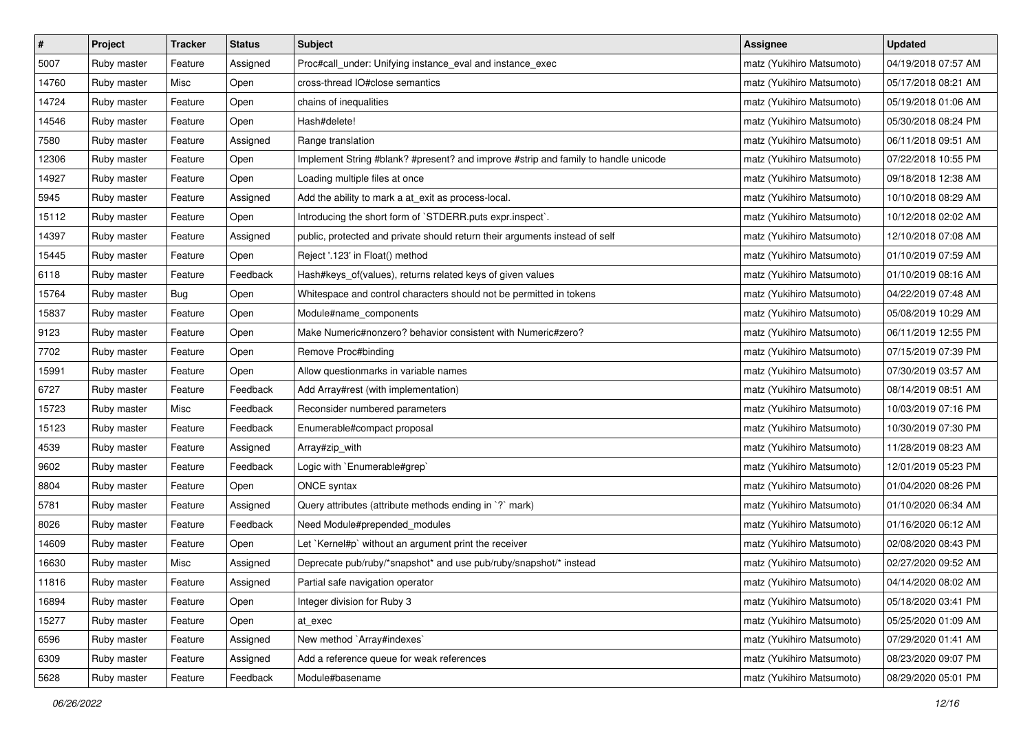| # | Project | Tracker | Status | Subject | Assignee | Updated |
|---|---|---|---|---|---|---|
| 5007 | Ruby master | Feature | Assigned | Proc#call_under: Unifying instance_eval and instance_exec | matz (Yukihiro Matsumoto) | 04/19/2018 07:57 AM |
| 14760 | Ruby master | Misc | Open | cross-thread IO#close semantics | matz (Yukihiro Matsumoto) | 05/17/2018 08:21 AM |
| 14724 | Ruby master | Feature | Open | chains of inequalities | matz (Yukihiro Matsumoto) | 05/19/2018 01:06 AM |
| 14546 | Ruby master | Feature | Open | Hash#delete! | matz (Yukihiro Matsumoto) | 05/30/2018 08:24 PM |
| 7580 | Ruby master | Feature | Assigned | Range translation | matz (Yukihiro Matsumoto) | 06/11/2018 09:51 AM |
| 12306 | Ruby master | Feature | Open | Implement String #blank? #present? and improve #strip and family to handle unicode | matz (Yukihiro Matsumoto) | 07/22/2018 10:55 PM |
| 14927 | Ruby master | Feature | Open | Loading multiple files at once | matz (Yukihiro Matsumoto) | 09/18/2018 12:38 AM |
| 5945 | Ruby master | Feature | Assigned | Add the ability to mark a at_exit as process-local. | matz (Yukihiro Matsumoto) | 10/10/2018 08:29 AM |
| 15112 | Ruby master | Feature | Open | Introducing the short form of `STDERR.puts expr.inspect`. | matz (Yukihiro Matsumoto) | 10/12/2018 02:02 AM |
| 14397 | Ruby master | Feature | Assigned | public, protected and private should return their arguments instead of self | matz (Yukihiro Matsumoto) | 12/10/2018 07:08 AM |
| 15445 | Ruby master | Feature | Open | Reject '.123' in Float() method | matz (Yukihiro Matsumoto) | 01/10/2019 07:59 AM |
| 6118 | Ruby master | Feature | Feedback | Hash#keys_of(values), returns related keys of given values | matz (Yukihiro Matsumoto) | 01/10/2019 08:16 AM |
| 15764 | Ruby master | Bug | Open | Whitespace and control characters should not be permitted in tokens | matz (Yukihiro Matsumoto) | 04/22/2019 07:48 AM |
| 15837 | Ruby master | Feature | Open | Module#name_components | matz (Yukihiro Matsumoto) | 05/08/2019 10:29 AM |
| 9123 | Ruby master | Feature | Open | Make Numeric#nonzero? behavior consistent with Numeric#zero? | matz (Yukihiro Matsumoto) | 06/11/2019 12:55 PM |
| 7702 | Ruby master | Feature | Open | Remove Proc#binding | matz (Yukihiro Matsumoto) | 07/15/2019 07:39 PM |
| 15991 | Ruby master | Feature | Open | Allow questionmarks in variable names | matz (Yukihiro Matsumoto) | 07/30/2019 03:57 AM |
| 6727 | Ruby master | Feature | Feedback | Add Array#rest (with implementation) | matz (Yukihiro Matsumoto) | 08/14/2019 08:51 AM |
| 15723 | Ruby master | Misc | Feedback | Reconsider numbered parameters | matz (Yukihiro Matsumoto) | 10/03/2019 07:16 PM |
| 15123 | Ruby master | Feature | Feedback | Enumerable#compact proposal | matz (Yukihiro Matsumoto) | 10/30/2019 07:30 PM |
| 4539 | Ruby master | Feature | Assigned | Array#zip_with | matz (Yukihiro Matsumoto) | 11/28/2019 08:23 AM |
| 9602 | Ruby master | Feature | Feedback | Logic with `Enumerable#grep` | matz (Yukihiro Matsumoto) | 12/01/2019 05:23 PM |
| 8804 | Ruby master | Feature | Open | ONCE syntax | matz (Yukihiro Matsumoto) | 01/04/2020 08:26 PM |
| 5781 | Ruby master | Feature | Assigned | Query attributes (attribute methods ending in `?` mark) | matz (Yukihiro Matsumoto) | 01/10/2020 06:34 AM |
| 8026 | Ruby master | Feature | Feedback | Need Module#prepended_modules | matz (Yukihiro Matsumoto) | 01/16/2020 06:12 AM |
| 14609 | Ruby master | Feature | Open | Let `Kernel#p` without an argument print the receiver | matz (Yukihiro Matsumoto) | 02/08/2020 08:43 PM |
| 16630 | Ruby master | Misc | Assigned | Deprecate pub/ruby/*snapshot* and use pub/ruby/snapshot/* instead | matz (Yukihiro Matsumoto) | 02/27/2020 09:52 AM |
| 11816 | Ruby master | Feature | Assigned | Partial safe navigation operator | matz (Yukihiro Matsumoto) | 04/14/2020 08:02 AM |
| 16894 | Ruby master | Feature | Open | Integer division for Ruby 3 | matz (Yukihiro Matsumoto) | 05/18/2020 03:41 PM |
| 15277 | Ruby master | Feature | Open | at_exec | matz (Yukihiro Matsumoto) | 05/25/2020 01:09 AM |
| 6596 | Ruby master | Feature | Assigned | New method `Array#indexes` | matz (Yukihiro Matsumoto) | 07/29/2020 01:41 AM |
| 6309 | Ruby master | Feature | Assigned | Add a reference queue for weak references | matz (Yukihiro Matsumoto) | 08/23/2020 09:07 PM |
| 5628 | Ruby master | Feature | Feedback | Module#basename | matz (Yukihiro Matsumoto) | 08/29/2020 05:01 PM |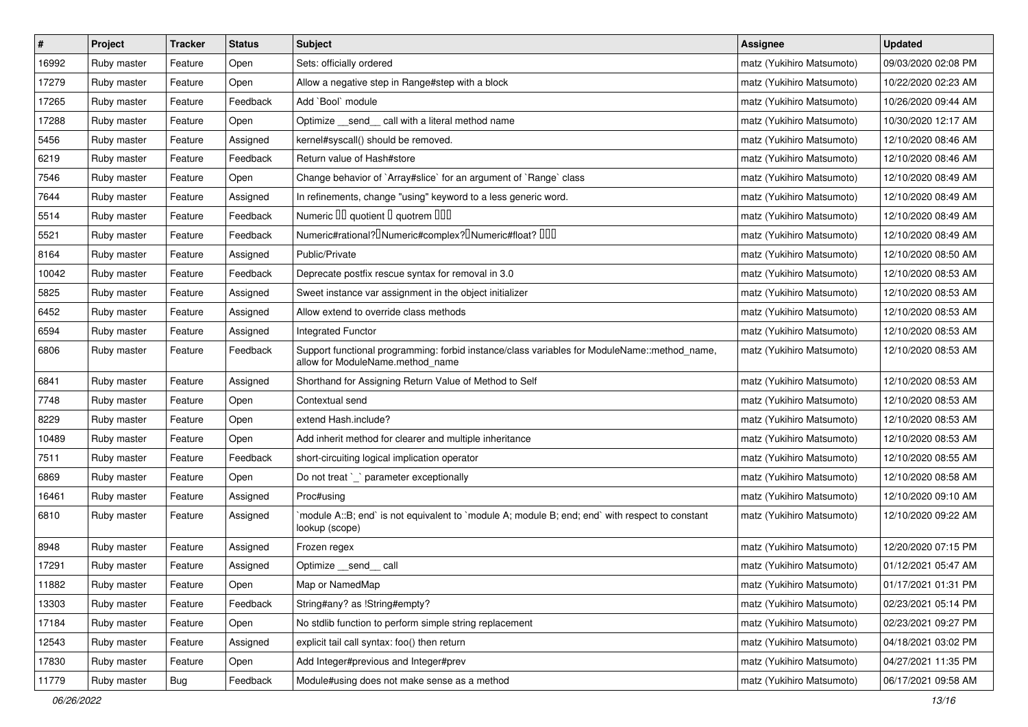| # | Project | Tracker | Status | Subject | Assignee | Updated |
|---|---|---|---|---|---|---|
| 16992 | Ruby master | Feature | Open | Sets: officially ordered | matz (Yukihiro Matsumoto) | 09/03/2020 02:08 PM |
| 17279 | Ruby master | Feature | Open | Allow a negative step in Range#step with a block | matz (Yukihiro Matsumoto) | 10/22/2020 02:23 AM |
| 17265 | Ruby master | Feature | Feedback | Add `Bool` module | matz (Yukihiro Matsumoto) | 10/26/2020 09:44 AM |
| 17288 | Ruby master | Feature | Open | Optimize __send__ call with a literal method name | matz (Yukihiro Matsumoto) | 10/30/2020 12:17 AM |
| 5456 | Ruby master | Feature | Assigned | kernel#syscall() should be removed. | matz (Yukihiro Matsumoto) | 12/10/2020 08:46 AM |
| 6219 | Ruby master | Feature | Feedback | Return value of Hash#store | matz (Yukihiro Matsumoto) | 12/10/2020 08:46 AM |
| 7546 | Ruby master | Feature | Open | Change behavior of `Array#slice` for an argument of `Range` class | matz (Yukihiro Matsumoto) | 12/10/2020 08:49 AM |
| 7644 | Ruby master | Feature | Assigned | In refinements, change "using" keyword to a less generic word. | matz (Yukihiro Matsumoto) | 12/10/2020 08:49 AM |
| 5514 | Ruby master | Feature | Feedback | Numeric �� quotient � quotrem ��� | matz (Yukihiro Matsumoto) | 12/10/2020 08:49 AM |
| 5521 | Ruby master | Feature | Feedback | Numeric#rational?�Numeric#complex?�Numeric#float? ��� | matz (Yukihiro Matsumoto) | 12/10/2020 08:49 AM |
| 8164 | Ruby master | Feature | Assigned | Public/Private | matz (Yukihiro Matsumoto) | 12/10/2020 08:50 AM |
| 10042 | Ruby master | Feature | Feedback | Deprecate postfix rescue syntax for removal in 3.0 | matz (Yukihiro Matsumoto) | 12/10/2020 08:53 AM |
| 5825 | Ruby master | Feature | Assigned | Sweet instance var assignment in the object initializer | matz (Yukihiro Matsumoto) | 12/10/2020 08:53 AM |
| 6452 | Ruby master | Feature | Assigned | Allow extend to override class methods | matz (Yukihiro Matsumoto) | 12/10/2020 08:53 AM |
| 6594 | Ruby master | Feature | Assigned | Integrated Functor | matz (Yukihiro Matsumoto) | 12/10/2020 08:53 AM |
| 6806 | Ruby master | Feature | Feedback | Support functional programming: forbid instance/class variables for ModuleName::method_name, allow for ModuleName.method_name | matz (Yukihiro Matsumoto) | 12/10/2020 08:53 AM |
| 6841 | Ruby master | Feature | Assigned | Shorthand for Assigning Return Value of Method to Self | matz (Yukihiro Matsumoto) | 12/10/2020 08:53 AM |
| 7748 | Ruby master | Feature | Open | Contextual send | matz (Yukihiro Matsumoto) | 12/10/2020 08:53 AM |
| 8229 | Ruby master | Feature | Open | extend Hash.include? | matz (Yukihiro Matsumoto) | 12/10/2020 08:53 AM |
| 10489 | Ruby master | Feature | Open | Add inherit method for clearer and multiple inheritance | matz (Yukihiro Matsumoto) | 12/10/2020 08:53 AM |
| 7511 | Ruby master | Feature | Feedback | short-circuiting logical implication operator | matz (Yukihiro Matsumoto) | 12/10/2020 08:55 AM |
| 6869 | Ruby master | Feature | Open | Do not treat `_` parameter exceptionally | matz (Yukihiro Matsumoto) | 12/10/2020 08:58 AM |
| 16461 | Ruby master | Feature | Assigned | Proc#using | matz (Yukihiro Matsumoto) | 12/10/2020 09:10 AM |
| 6810 | Ruby master | Feature | Assigned | `module A::B; end` is not equivalent to `module A; module B; end; end` with respect to constant lookup (scope) | matz (Yukihiro Matsumoto) | 12/10/2020 09:22 AM |
| 8948 | Ruby master | Feature | Assigned | Frozen regex | matz (Yukihiro Matsumoto) | 12/20/2020 07:15 PM |
| 17291 | Ruby master | Feature | Assigned | Optimize __send__ call | matz (Yukihiro Matsumoto) | 01/12/2021 05:47 AM |
| 11882 | Ruby master | Feature | Open | Map or NamedMap | matz (Yukihiro Matsumoto) | 01/17/2021 01:31 PM |
| 13303 | Ruby master | Feature | Feedback | String#any? as !String#empty? | matz (Yukihiro Matsumoto) | 02/23/2021 05:14 PM |
| 17184 | Ruby master | Feature | Open | No stdlib function to perform simple string replacement | matz (Yukihiro Matsumoto) | 02/23/2021 09:27 PM |
| 12543 | Ruby master | Feature | Assigned | explicit tail call syntax: foo() then return | matz (Yukihiro Matsumoto) | 04/18/2021 03:02 PM |
| 17830 | Ruby master | Feature | Open | Add Integer#previous and Integer#prev | matz (Yukihiro Matsumoto) | 04/27/2021 11:35 PM |
| 11779 | Ruby master | Bug | Feedback | Module#using does not make sense as a method | matz (Yukihiro Matsumoto) | 06/17/2021 09:58 AM |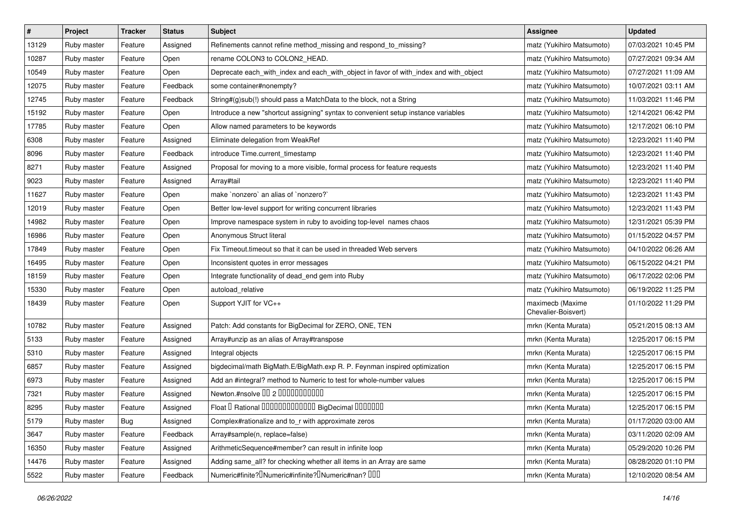| # | Project | Tracker | Status | Subject | Assignee | Updated |
|---|---|---|---|---|---|---|
| 13129 | Ruby master | Feature | Assigned | Refinements cannot refine method_missing and respond_to_missing? | matz (Yukihiro Matsumoto) | 07/03/2021 10:45 PM |
| 10287 | Ruby master | Feature | Open | rename COLON3 to COLON2_HEAD. | matz (Yukihiro Matsumoto) | 07/27/2021 09:34 AM |
| 10549 | Ruby master | Feature | Open | Deprecate each_with_index and each_with_object in favor of with_index and with_object | matz (Yukihiro Matsumoto) | 07/27/2021 11:09 AM |
| 12075 | Ruby master | Feature | Feedback | some container#nonempty? | matz (Yukihiro Matsumoto) | 10/07/2021 03:11 AM |
| 12745 | Ruby master | Feature | Feedback | String#(g)sub(!) should pass a MatchData to the block, not a String | matz (Yukihiro Matsumoto) | 11/03/2021 11:46 PM |
| 15192 | Ruby master | Feature | Open | Introduce a new "shortcut assigning" syntax to convenient setup instance variables | matz (Yukihiro Matsumoto) | 12/14/2021 06:42 PM |
| 17785 | Ruby master | Feature | Open | Allow named parameters to be keywords | matz (Yukihiro Matsumoto) | 12/17/2021 06:10 PM |
| 6308 | Ruby master | Feature | Assigned | Eliminate delegation from WeakRef | matz (Yukihiro Matsumoto) | 12/23/2021 11:40 PM |
| 8096 | Ruby master | Feature | Feedback | introduce Time.current_timestamp | matz (Yukihiro Matsumoto) | 12/23/2021 11:40 PM |
| 8271 | Ruby master | Feature | Assigned | Proposal for moving to a more visible, formal process for feature requests | matz (Yukihiro Matsumoto) | 12/23/2021 11:40 PM |
| 9023 | Ruby master | Feature | Assigned | Array#tail | matz (Yukihiro Matsumoto) | 12/23/2021 11:40 PM |
| 11627 | Ruby master | Feature | Open | make `nonzero` an alias of `nonzero?` | matz (Yukihiro Matsumoto) | 12/23/2021 11:43 PM |
| 12019 | Ruby master | Feature | Open | Better low-level support for writing concurrent libraries | matz (Yukihiro Matsumoto) | 12/23/2021 11:43 PM |
| 14982 | Ruby master | Feature | Open | Improve namespace system in ruby to avoiding top-level names chaos | matz (Yukihiro Matsumoto) | 12/31/2021 05:39 PM |
| 16986 | Ruby master | Feature | Open | Anonymous Struct literal | matz (Yukihiro Matsumoto) | 01/15/2022 04:57 PM |
| 17849 | Ruby master | Feature | Open | Fix Timeout.timeout so that it can be used in threaded Web servers | matz (Yukihiro Matsumoto) | 04/10/2022 06:26 AM |
| 16495 | Ruby master | Feature | Open | Inconsistent quotes in error messages | matz (Yukihiro Matsumoto) | 06/15/2022 04:21 PM |
| 18159 | Ruby master | Feature | Open | Integrate functionality of dead_end gem into Ruby | matz (Yukihiro Matsumoto) | 06/17/2022 02:06 PM |
| 15330 | Ruby master | Feature | Open | autoload_relative | matz (Yukihiro Matsumoto) | 06/19/2022 11:25 PM |
| 18439 | Ruby master | Feature | Open | Support YJIT for VC++ | maximecb (Maxime Chevalier-Boisvert) | 01/10/2022 11:29 PM |
| 10782 | Ruby master | Feature | Assigned | Patch: Add constants for BigDecimal for ZERO, ONE, TEN | mrkn (Kenta Murata) | 05/21/2015 08:13 AM |
| 5133 | Ruby master | Feature | Assigned | Array#unzip as an alias of Array#transpose | mrkn (Kenta Murata) | 12/25/2017 06:15 PM |
| 5310 | Ruby master | Feature | Assigned | Integral objects | mrkn (Kenta Murata) | 12/25/2017 06:15 PM |
| 6857 | Ruby master | Feature | Assigned | bigdecimal/math BigMath.E/BigMath.exp R. P. Feynman inspired optimization | mrkn (Kenta Murata) | 12/25/2017 06:15 PM |
| 6973 | Ruby master | Feature | Assigned | Add an #integral? method to Numeric to test for whole-number values | mrkn (Kenta Murata) | 12/25/2017 06:15 PM |
| 7321 | Ruby master | Feature | Assigned | Newton.#nsolve □□ 2 □□□□□□□□□□□ | mrkn (Kenta Murata) | 12/25/2017 06:15 PM |
| 8295 | Ruby master | Feature | Assigned | Float □ Rational □□□□□□□□□□□□□ BigDecimal □□□□□□□ | mrkn (Kenta Murata) | 12/25/2017 06:15 PM |
| 5179 | Ruby master | Bug | Assigned | Complex#rationalize and to_r with approximate zeros | mrkn (Kenta Murata) | 01/17/2020 03:00 AM |
| 3647 | Ruby master | Feature | Feedback | Array#sample(n, replace=false) | mrkn (Kenta Murata) | 03/11/2020 02:09 AM |
| 16350 | Ruby master | Feature | Assigned | ArithmeticSequence#member? can result in infinite loop | mrkn (Kenta Murata) | 05/29/2020 10:26 PM |
| 14476 | Ruby master | Feature | Assigned | Adding same_all? for checking whether all items in an Array are same | mrkn (Kenta Murata) | 08/28/2020 01:10 PM |
| 5522 | Ruby master | Feature | Feedback | Numeric#finite?□Numeric#infinite?□Numeric#nan? □□□ | mrkn (Kenta Murata) | 12/10/2020 08:54 AM |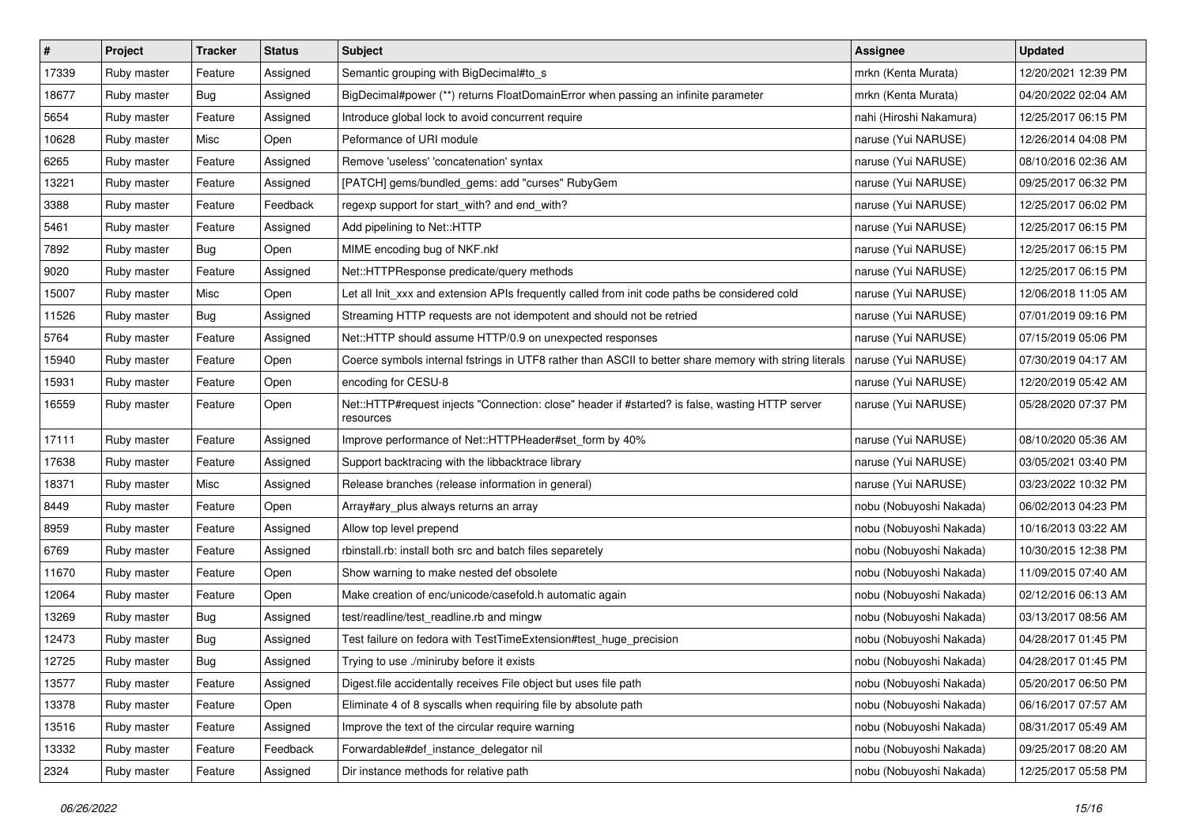| # | Project | Tracker | Status | Subject | Assignee | Updated |
|---|---|---|---|---|---|---|
| 17339 | Ruby master | Feature | Assigned | Semantic grouping with BigDecimal#to_s | mrkn (Kenta Murata) | 12/20/2021 12:39 PM |
| 18677 | Ruby master | Bug | Assigned | BigDecimal#power (**) returns FloatDomainError when passing an infinite parameter | mrkn (Kenta Murata) | 04/20/2022 02:04 AM |
| 5654 | Ruby master | Feature | Assigned | Introduce global lock to avoid concurrent require | nahi (Hiroshi Nakamura) | 12/25/2017 06:15 PM |
| 10628 | Ruby master | Misc | Open | Peformance of URI module | naruse (Yui NARUSE) | 12/26/2014 04:08 PM |
| 6265 | Ruby master | Feature | Assigned | Remove 'useless' 'concatenation' syntax | naruse (Yui NARUSE) | 08/10/2016 02:36 AM |
| 13221 | Ruby master | Feature | Assigned | [PATCH] gems/bundled_gems: add "curses" RubyGem | naruse (Yui NARUSE) | 09/25/2017 06:32 PM |
| 3388 | Ruby master | Feature | Feedback | regexp support for start_with? and end_with? | naruse (Yui NARUSE) | 12/25/2017 06:02 PM |
| 5461 | Ruby master | Feature | Assigned | Add pipelining to Net::HTTP | naruse (Yui NARUSE) | 12/25/2017 06:15 PM |
| 7892 | Ruby master | Bug | Open | MIME encoding bug of NKF.nkf | naruse (Yui NARUSE) | 12/25/2017 06:15 PM |
| 9020 | Ruby master | Feature | Assigned | Net::HTTPResponse predicate/query methods | naruse (Yui NARUSE) | 12/25/2017 06:15 PM |
| 15007 | Ruby master | Misc | Open | Let all Init_xxx and extension APIs frequently called from init code paths be considered cold | naruse (Yui NARUSE) | 12/06/2018 11:05 AM |
| 11526 | Ruby master | Bug | Assigned | Streaming HTTP requests are not idempotent and should not be retried | naruse (Yui NARUSE) | 07/01/2019 09:16 PM |
| 5764 | Ruby master | Feature | Assigned | Net::HTTP should assume HTTP/0.9 on unexpected responses | naruse (Yui NARUSE) | 07/15/2019 05:06 PM |
| 15940 | Ruby master | Feature | Open | Coerce symbols internal fstrings in UTF8 rather than ASCII to better share memory with string literals | naruse (Yui NARUSE) | 07/30/2019 04:17 AM |
| 15931 | Ruby master | Feature | Open | encoding for CESU-8 | naruse (Yui NARUSE) | 12/20/2019 05:42 AM |
| 16559 | Ruby master | Feature | Open | Net::HTTP#request injects "Connection: close" header if #started? is false, wasting HTTP server resources | naruse (Yui NARUSE) | 05/28/2020 07:37 PM |
| 17111 | Ruby master | Feature | Assigned | Improve performance of Net::HTTPHeader#set_form by 40% | naruse (Yui NARUSE) | 08/10/2020 05:36 AM |
| 17638 | Ruby master | Feature | Assigned | Support backtracing with the libbacktrace library | naruse (Yui NARUSE) | 03/05/2021 03:40 PM |
| 18371 | Ruby master | Misc | Assigned | Release branches (release information in general) | naruse (Yui NARUSE) | 03/23/2022 10:32 PM |
| 8449 | Ruby master | Feature | Open | Array#ary_plus always returns an array | nobu (Nobuyoshi Nakada) | 06/02/2013 04:23 PM |
| 8959 | Ruby master | Feature | Assigned | Allow top level prepend | nobu (Nobuyoshi Nakada) | 10/16/2013 03:22 AM |
| 6769 | Ruby master | Feature | Assigned | rbinstall.rb: install both src and batch files separetely | nobu (Nobuyoshi Nakada) | 10/30/2015 12:38 PM |
| 11670 | Ruby master | Feature | Open | Show warning to make nested def obsolete | nobu (Nobuyoshi Nakada) | 11/09/2015 07:40 AM |
| 12064 | Ruby master | Feature | Open | Make creation of enc/unicode/casefold.h automatic again | nobu (Nobuyoshi Nakada) | 02/12/2016 06:13 AM |
| 13269 | Ruby master | Bug | Assigned | test/readline/test_readline.rb and mingw | nobu (Nobuyoshi Nakada) | 03/13/2017 08:56 AM |
| 12473 | Ruby master | Bug | Assigned | Test failure on fedora with TestTimeExtension#test_huge_precision | nobu (Nobuyoshi Nakada) | 04/28/2017 01:45 PM |
| 12725 | Ruby master | Bug | Assigned | Trying to use ./miniruby before it exists | nobu (Nobuyoshi Nakada) | 04/28/2017 01:45 PM |
| 13577 | Ruby master | Feature | Assigned | Digest.file accidentally receives File object but uses file path | nobu (Nobuyoshi Nakada) | 05/20/2017 06:50 PM |
| 13378 | Ruby master | Feature | Open | Eliminate 4 of 8 syscalls when requiring file by absolute path | nobu (Nobuyoshi Nakada) | 06/16/2017 07:57 AM |
| 13516 | Ruby master | Feature | Assigned | Improve the text of the circular require warning | nobu (Nobuyoshi Nakada) | 08/31/2017 05:49 AM |
| 13332 | Ruby master | Feature | Feedback | Forwardable#def_instance_delegator nil | nobu (Nobuyoshi Nakada) | 09/25/2017 08:20 AM |
| 2324 | Ruby master | Feature | Assigned | Dir instance methods for relative path | nobu (Nobuyoshi Nakada) | 12/25/2017 05:58 PM |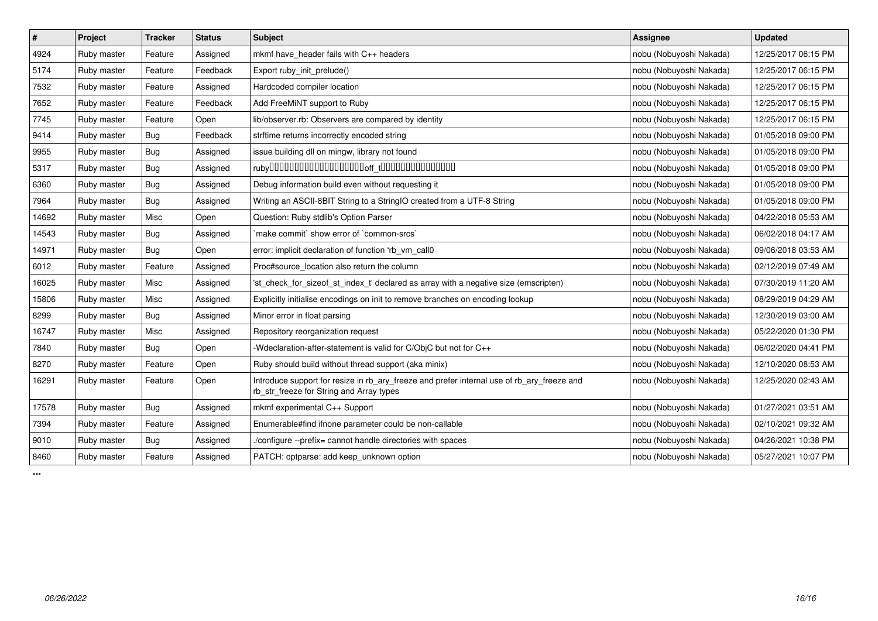| # | Project | Tracker | Status | Subject | Assignee | Updated |
| --- | --- | --- | --- | --- | --- | --- |
| 4924 | Ruby master | Feature | Assigned | mkmf have_header fails with C++ headers | nobu (Nobuyoshi Nakada) | 12/25/2017 06:15 PM |
| 5174 | Ruby master | Feature | Feedback | Export ruby_init_prelude() | nobu (Nobuyoshi Nakada) | 12/25/2017 06:15 PM |
| 7532 | Ruby master | Feature | Assigned | Hardcoded compiler location | nobu (Nobuyoshi Nakada) | 12/25/2017 06:15 PM |
| 7652 | Ruby master | Feature | Feedback | Add FreeMiNT support to Ruby | nobu (Nobuyoshi Nakada) | 12/25/2017 06:15 PM |
| 7745 | Ruby master | Feature | Open | lib/observer.rb: Observers are compared by identity | nobu (Nobuyoshi Nakada) | 12/25/2017 06:15 PM |
| 9414 | Ruby master | Bug | Feedback | strftime returns incorrectly encoded string | nobu (Nobuyoshi Nakada) | 01/05/2018 09:00 PM |
| 9955 | Ruby master | Bug | Assigned | issue building dll on mingw, library not found | nobu (Nobuyoshi Nakada) | 01/05/2018 09:00 PM |
| 5317 | Ruby master | Bug | Assigned | ruby���������������������off_t����������������� | nobu (Nobuyoshi Nakada) | 01/05/2018 09:00 PM |
| 6360 | Ruby master | Bug | Assigned | Debug information build even without requesting it | nobu (Nobuyoshi Nakada) | 01/05/2018 09:00 PM |
| 7964 | Ruby master | Bug | Assigned | Writing an ASCII-8BIT String to a StringIO created from a UTF-8 String | nobu (Nobuyoshi Nakada) | 01/05/2018 09:00 PM |
| 14692 | Ruby master | Misc | Open | Question: Ruby stdlib's Option Parser | nobu (Nobuyoshi Nakada) | 04/22/2018 05:53 AM |
| 14543 | Ruby master | Bug | Assigned | `make commit` show error of `common-srcs` | nobu (Nobuyoshi Nakada) | 06/02/2018 04:17 AM |
| 14971 | Ruby master | Bug | Open | error: implicit declaration of function 'rb_vm_call0 | nobu (Nobuyoshi Nakada) | 09/06/2018 03:53 AM |
| 6012 | Ruby master | Feature | Assigned | Proc#source_location also return the column | nobu (Nobuyoshi Nakada) | 02/12/2019 07:49 AM |
| 16025 | Ruby master | Misc | Assigned | 'st_check_for_sizeof_st_index_t' declared as array with a negative size (emscripten) | nobu (Nobuyoshi Nakada) | 07/30/2019 11:20 AM |
| 15806 | Ruby master | Misc | Assigned | Explicitly initialise encodings on init to remove branches on encoding lookup | nobu (Nobuyoshi Nakada) | 08/29/2019 04:29 AM |
| 8299 | Ruby master | Bug | Assigned | Minor error in float parsing | nobu (Nobuyoshi Nakada) | 12/30/2019 03:00 AM |
| 16747 | Ruby master | Misc | Assigned | Repository reorganization request | nobu (Nobuyoshi Nakada) | 05/22/2020 01:30 PM |
| 7840 | Ruby master | Bug | Open | -Wdeclaration-after-statement is valid for C/ObjC but not for C++ | nobu (Nobuyoshi Nakada) | 06/02/2020 04:41 PM |
| 8270 | Ruby master | Feature | Open | Ruby should build without thread support (aka minix) | nobu (Nobuyoshi Nakada) | 12/10/2020 08:53 AM |
| 16291 | Ruby master | Feature | Open | Introduce support for resize in rb_ary_freeze and prefer internal use of rb_ary_freeze and rb_str_freeze for String and Array types | nobu (Nobuyoshi Nakada) | 12/25/2020 02:43 AM |
| 17578 | Ruby master | Bug | Assigned | mkmf experimental C++ Support | nobu (Nobuyoshi Nakada) | 01/27/2021 03:51 AM |
| 7394 | Ruby master | Feature | Assigned | Enumerable#find ifnone parameter could be non-callable | nobu (Nobuyoshi Nakada) | 02/10/2021 09:32 AM |
| 9010 | Ruby master | Bug | Assigned | ./configure --prefix= cannot handle directories with spaces | nobu (Nobuyoshi Nakada) | 04/26/2021 10:38 PM |
| 8460 | Ruby master | Feature | Assigned | PATCH: optparse: add keep_unknown option | nobu (Nobuyoshi Nakada) | 05/27/2021 10:07 PM |

...